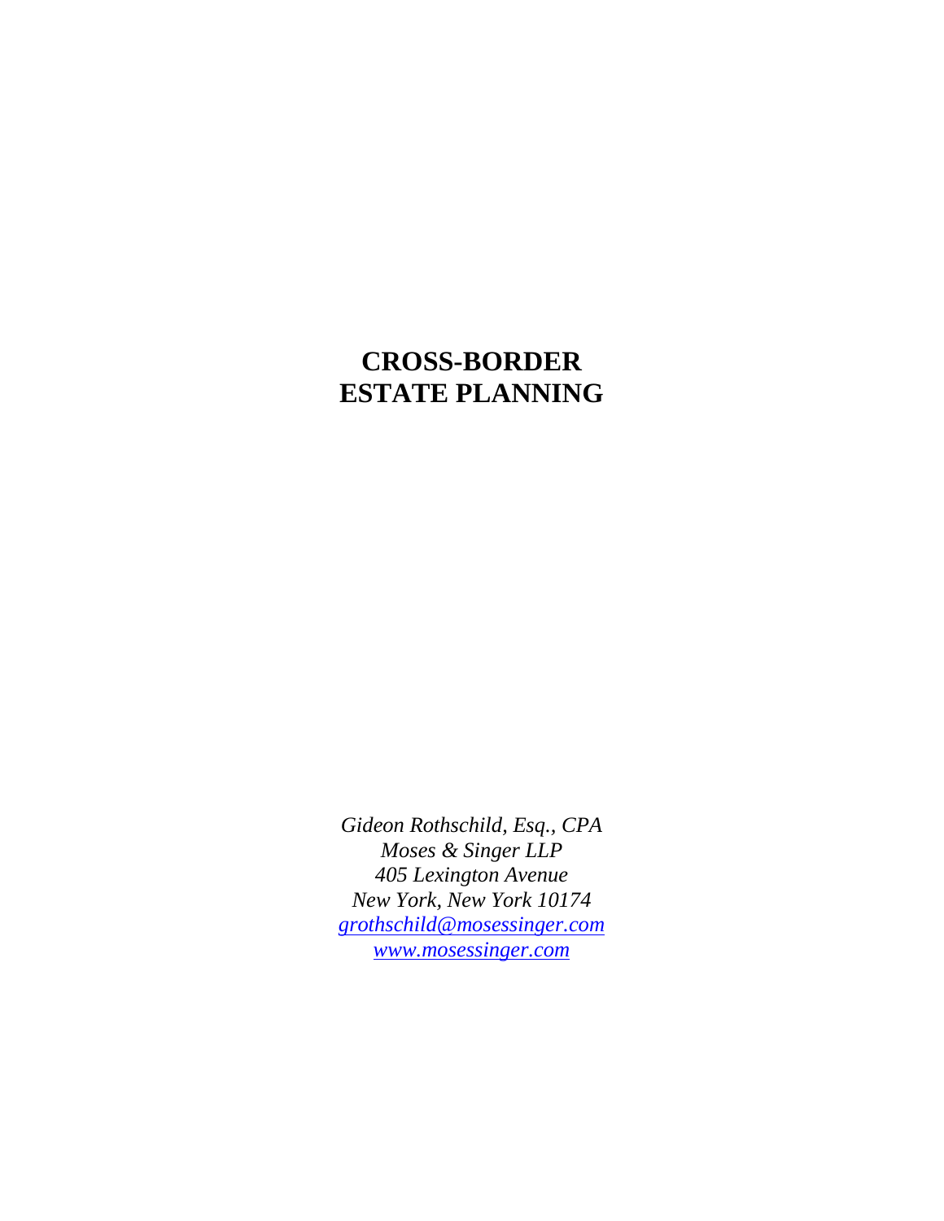# CROSS-BORDER ESTATE PLANNING

*Gideon Rothschild, Esq., CPA*
*Moses & Singer LLP*
*405 Lexington Avenue*
*New York, New York 10174*
*grothschild@mosessinger.com*
*www.mosessinger.com*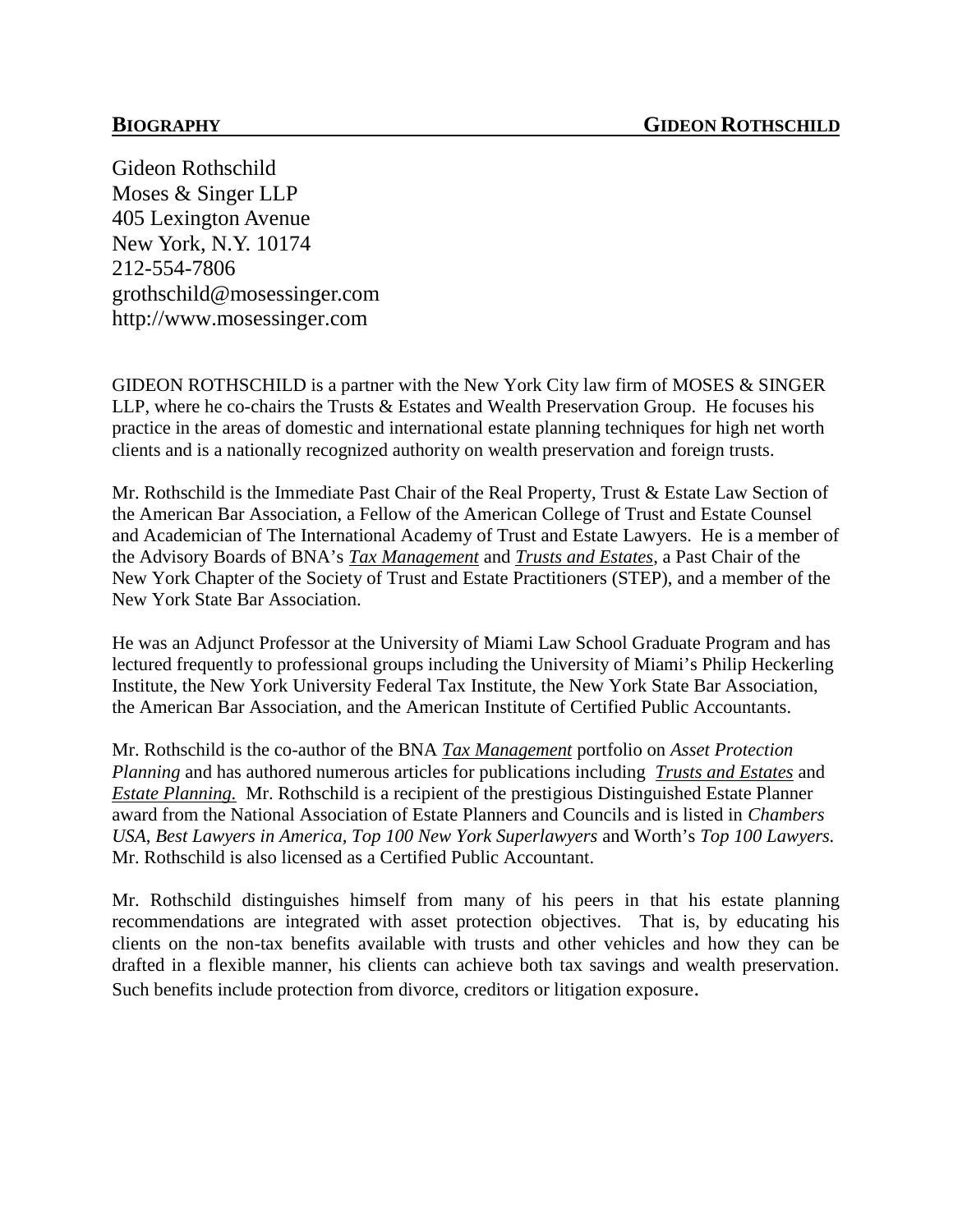**BIOGRAPHY** **GIDEON ROTHSCHILD**

Gideon Rothschild
Moses & Singer LLP
405 Lexington Avenue
New York, N.Y. 10174
212-554-7806
grothschild@mosessinger.com
http://www.mosessinger.com

GIDEON ROTHSCHILD is a partner with the New York City law firm of MOSES & SINGER LLP, where he co-chairs the Trusts & Estates and Wealth Preservation Group. He focuses his practice in the areas of domestic and international estate planning techniques for high net worth clients and is a nationally recognized authority on wealth preservation and foreign trusts.

Mr. Rothschild is the Immediate Past Chair of the Real Property, Trust & Estate Law Section of the American Bar Association, a Fellow of the American College of Trust and Estate Counsel and Academician of The International Academy of Trust and Estate Lawyers. He is a member of the Advisory Boards of BNA's *Tax Management* and *Trusts and Estates*, a Past Chair of the New York Chapter of the Society of Trust and Estate Practitioners (STEP), and a member of the New York State Bar Association.

He was an Adjunct Professor at the University of Miami Law School Graduate Program and has lectured frequently to professional groups including the University of Miami's Philip Heckerling Institute, the New York University Federal Tax Institute, the New York State Bar Association, the American Bar Association, and the American Institute of Certified Public Accountants.

Mr. Rothschild is the co-author of the BNA *Tax Management* portfolio on *Asset Protection Planning* and has authored numerous articles for publications including *Trusts and Estates* and *Estate Planning.* Mr. Rothschild is a recipient of the prestigious Distinguished Estate Planner award from the National Association of Estate Planners and Councils and is listed in *Chambers USA*, *Best Lawyers in America*, *Top 100 New York Superlawyers* and Worth's *Top 100 Lawyers.* Mr. Rothschild is also licensed as a Certified Public Accountant.

Mr. Rothschild distinguishes himself from many of his peers in that his estate planning recommendations are integrated with asset protection objectives. That is, by educating his clients on the non-tax benefits available with trusts and other vehicles and how they can be drafted in a flexible manner, his clients can achieve both tax savings and wealth preservation. Such benefits include protection from divorce, creditors or litigation exposure.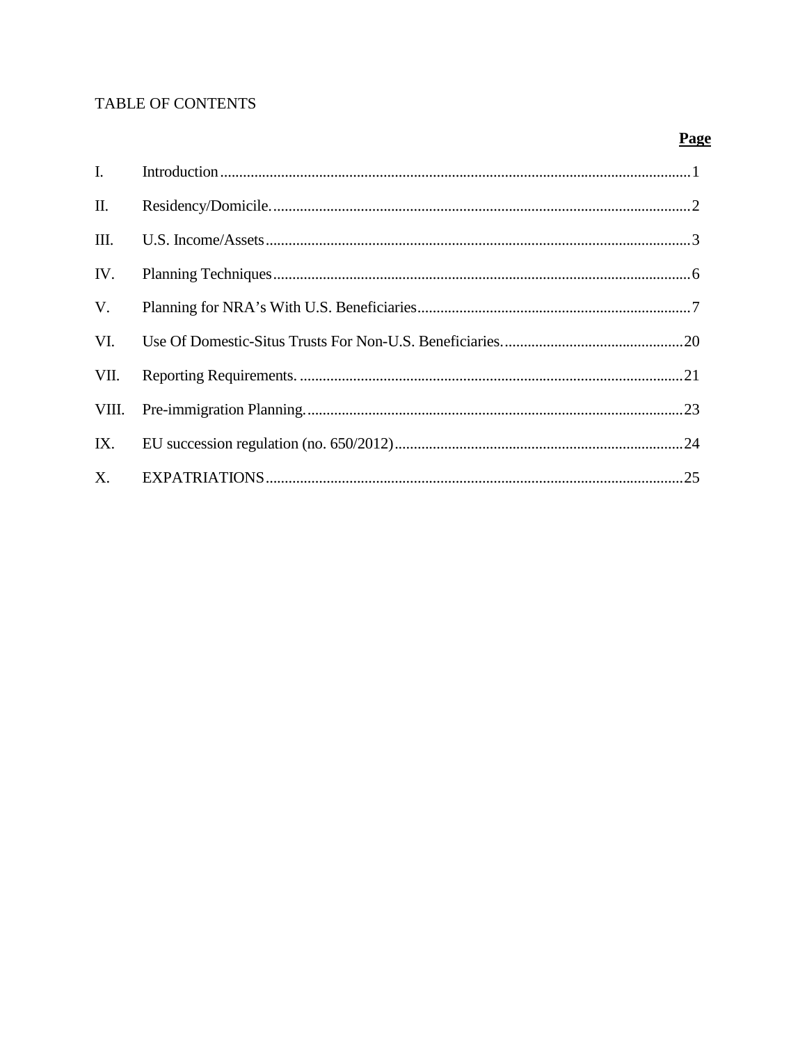TABLE OF CONTENTS

| | | **Page** |
|---|---|---|
| I. | Introduction | 1 |
| II. | Residency/Domicile. | 2 |
| III. | U.S. Income/Assets | 3 |
| IV. | Planning Techniques | 6 |
| V. | Planning for NRA's With U.S. Beneficiaries | 7 |
| VI. | Use Of Domestic-Situs Trusts For Non-U.S. Beneficiaries. | 20 |
| VII. | Reporting Requirements. | 21 |
| VIII. | Pre-immigration Planning. | 23 |
| IX. | EU succession regulation (no. 650/2012) | 24 |
| X. | EXPATRIATIONS | 25 |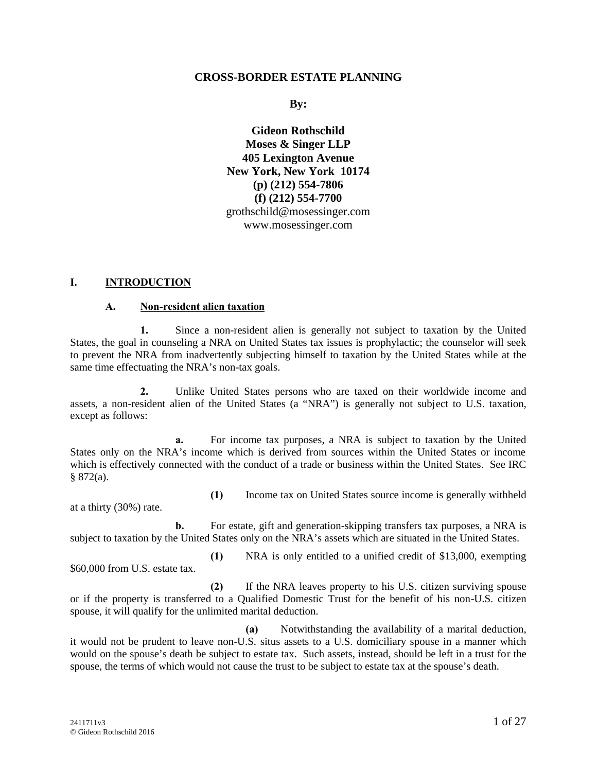# CROSS-BORDER ESTATE PLANNING

**By:**

**Gideon Rothschild**
**Moses & Singer LLP**
**405 Lexington Avenue**
**New York, New York 10174**
**(p) (212) 554-7806**
**(f) (212) 554-7700**
grothschild@mosessinger.com
www.mosessinger.com

## I. INTRODUCTION

### A. Non-resident alien taxation

**1.** Since a non-resident alien is generally not subject to taxation by the United States, the goal in counseling a NRA on United States tax issues is prophylactic; the counselor will seek to prevent the NRA from inadvertently subjecting himself to taxation by the United States while at the same time effectuating the NRA's non-tax goals.

**2.** Unlike United States persons who are taxed on their worldwide income and assets, a non-resident alien of the United States (a "NRA") is generally not subject to U.S. taxation, except as follows:

**a.** For income tax purposes, a NRA is subject to taxation by the United States only on the NRA's income which is derived from sources within the United States or income which is effectively connected with the conduct of a trade or business within the United States. See IRC § 872(a).

**(1)** Income tax on United States source income is generally withheld at a thirty (30%) rate.

**b.** For estate, gift and generation-skipping transfers tax purposes, a NRA is subject to taxation by the United States only on the NRA's assets which are situated in the United States.

**(1)** NRA is only entitled to a unified credit of $13,000, exempting $60,000 from U.S. estate tax.

**(2)** If the NRA leaves property to his U.S. citizen surviving spouse or if the property is transferred to a Qualified Domestic Trust for the benefit of his non-U.S. citizen spouse, it will qualify for the unlimited marital deduction.

**(a)** Notwithstanding the availability of a marital deduction, it would not be prudent to leave non-U.S. situs assets to a U.S. domiciliary spouse in a manner which would on the spouse's death be subject to estate tax. Such assets, instead, should be left in a trust for the spouse, the terms of which would not cause the trust to be subject to estate tax at the spouse's death.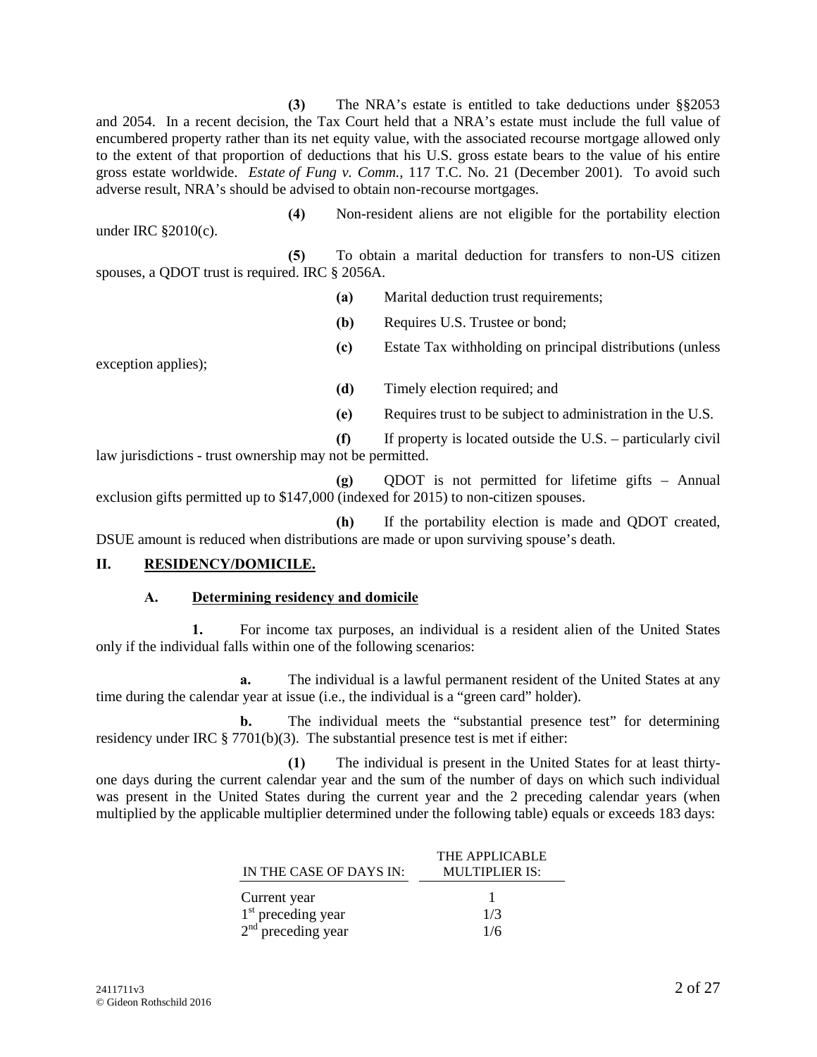**(3)** The NRA's estate is entitled to take deductions under §§2053 and 2054. In a recent decision, the Tax Court held that a NRA's estate must include the full value of encumbered property rather than its net equity value, with the associated recourse mortgage allowed only to the extent of that proportion of deductions that his U.S. gross estate bears to the value of his entire gross estate worldwide. *Estate of Fung v. Comm.,* 117 T.C. No. 21 (December 2001). To avoid such adverse result, NRA's should be advised to obtain non-recourse mortgages.

**(4)** Non-resident aliens are not eligible for the portability election under IRC §2010(c).

**(5)** To obtain a marital deduction for transfers to non-US citizen spouses, a QDOT trust is required. IRC § 2056A.

**(a)** Marital deduction trust requirements;

**(b)** Requires U.S. Trustee or bond;

**(c)** Estate Tax withholding on principal distributions (unless exception applies);

**(d)** Timely election required; and

**(e)** Requires trust to be subject to administration in the U.S.

**(f)** If property is located outside the U.S. – particularly civil law jurisdictions - trust ownership may not be permitted.

**(g)** QDOT is not permitted for lifetime gifts – Annual exclusion gifts permitted up to $147,000 (indexed for 2015) to non-citizen spouses.

**(h)** If the portability election is made and QDOT created, DSUE amount is reduced when distributions are made or upon surviving spouse's death.

## II. RESIDENCY/DOMICILE.

### A. Determining residency and domicile

**1.** For income tax purposes, an individual is a resident alien of the United States only if the individual falls within one of the following scenarios:

**a.** The individual is a lawful permanent resident of the United States at any time during the calendar year at issue (i.e., the individual is a "green card" holder).

**b.** The individual meets the "substantial presence test" for determining residency under IRC § 7701(b)(3). The substantial presence test is met if either:

**(1)** The individual is present in the United States for at least thirty-one days during the current calendar year and the sum of the number of days on which such individual was present in the United States during the current year and the 2 preceding calendar years (when multiplied by the applicable multiplier determined under the following table) equals or exceeds 183 days:

| IN THE CASE OF DAYS IN: | THE APPLICABLE MULTIPLIER IS: |
|---|---|
| Current year | 1 |
| 1st preceding year | 1/3 |
| 2nd preceding year | 1/6 |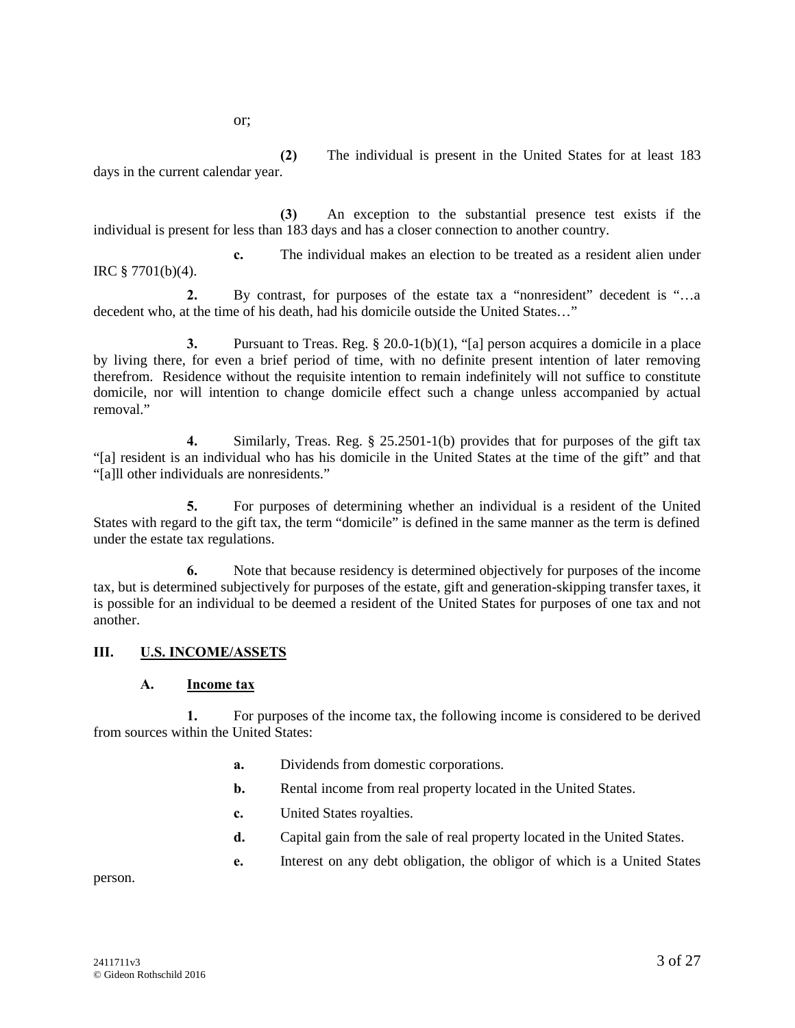or;

**(2)** The individual is present in the United States for at least 183 days in the current calendar year.

**(3)** An exception to the substantial presence test exists if the individual is present for less than 183 days and has a closer connection to another country.

**c.** The individual makes an election to be treated as a resident alien under IRC § 7701(b)(4).

**2.** By contrast, for purposes of the estate tax a "nonresident" decedent is "…a decedent who, at the time of his death, had his domicile outside the United States…"

**3.** Pursuant to Treas. Reg. § 20.0-1(b)(1), "[a] person acquires a domicile in a place by living there, for even a brief period of time, with no definite present intention of later removing therefrom. Residence without the requisite intention to remain indefinitely will not suffice to constitute domicile, nor will intention to change domicile effect such a change unless accompanied by actual removal."

**4.** Similarly, Treas. Reg. § 25.2501-1(b) provides that for purposes of the gift tax "[a] resident is an individual who has his domicile in the United States at the time of the gift" and that "[a]ll other individuals are nonresidents."

**5.** For purposes of determining whether an individual is a resident of the United States with regard to the gift tax, the term "domicile" is defined in the same manner as the term is defined under the estate tax regulations.

**6.** Note that because residency is determined objectively for purposes of the income tax, but is determined subjectively for purposes of the estate, gift and generation-skipping transfer taxes, it is possible for an individual to be deemed a resident of the United States for purposes of one tax and not another.

## III. U.S. INCOME/ASSETS

### A. Income tax

**1.** For purposes of the income tax, the following income is considered to be derived from sources within the United States:

**a.** Dividends from domestic corporations.

**b.** Rental income from real property located in the United States.

**c.** United States royalties.

**d.** Capital gain from the sale of real property located in the United States.

**e.** Interest on any debt obligation, the obligor of which is a United States person.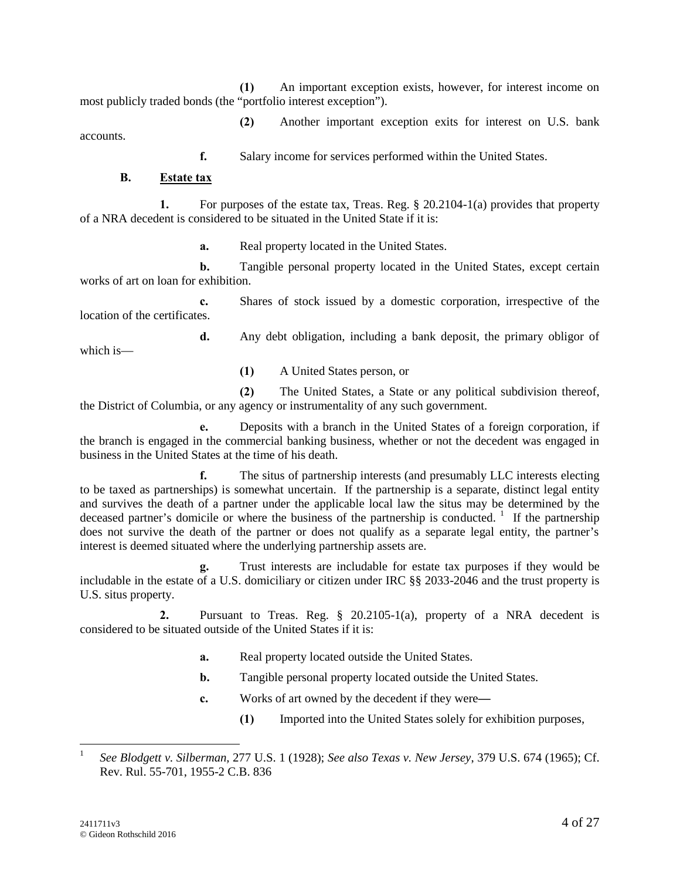**(1)** An important exception exists, however, for interest income on most publicly traded bonds (the "portfolio interest exception").

**(2)** Another important exception exits for interest on U.S. bank accounts.

**f.** Salary income for services performed within the United States.

## B. Estate tax

**1.** For purposes of the estate tax, Treas. Reg. § 20.2104-1(a) provides that property of a NRA decedent is considered to be situated in the United State if it is:

**a.** Real property located in the United States.

**b.** Tangible personal property located in the United States, except certain works of art on loan for exhibition.

**c.** Shares of stock issued by a domestic corporation, irrespective of the location of the certificates.

**d.** Any debt obligation, including a bank deposit, the primary obligor of which is—

**(1)** A United States person, or

**(2)** The United States, a State or any political subdivision thereof, the District of Columbia, or any agency or instrumentality of any such government.

**e.** Deposits with a branch in the United States of a foreign corporation, if the branch is engaged in the commercial banking business, whether or not the decedent was engaged in business in the United States at the time of his death.

**f.** The situs of partnership interests (and presumably LLC interests electing to be taxed as partnerships) is somewhat uncertain. If the partnership is a separate, distinct legal entity and survives the death of a partner under the applicable local law the situs may be determined by the deceased partner's domicile or where the business of the partnership is conducted. [1] If the partnership does not survive the death of the partner or does not qualify as a separate legal entity, the partner's interest is deemed situated where the underlying partnership assets are.

**g.** Trust interests are includable for estate tax purposes if they would be includable in the estate of a U.S. domiciliary or citizen under IRC §§ 2033-2046 and the trust property is U.S. situs property.

**2.** Pursuant to Treas. Reg. § 20.2105-1(a), property of a NRA decedent is considered to be situated outside of the United States if it is:

**a.** Real property located outside the United States.

**b.** Tangible personal property located outside the United States.

**c.** Works of art owned by the decedent if they were—

**(1)** Imported into the United States solely for exhibition purposes,

---

[1] *See Blodgett v. Silberman*, 277 U.S. 1 (1928); *See also Texas v. New Jersey*, 379 U.S. 674 (1965); Cf. Rev. Rul. 55-701, 1955-2 C.B. 836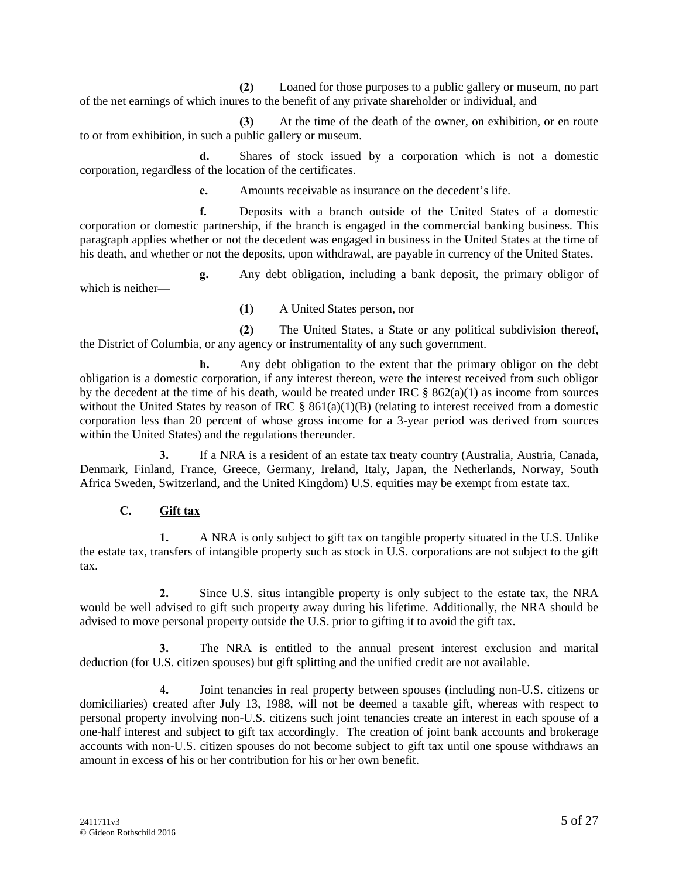**(2)** Loaned for those purposes to a public gallery or museum, no part of the net earnings of which inures to the benefit of any private shareholder or individual, and

**(3)** At the time of the death of the owner, on exhibition, or en route to or from exhibition, in such a public gallery or museum.

**d.** Shares of stock issued by a corporation which is not a domestic corporation, regardless of the location of the certificates.

**e.** Amounts receivable as insurance on the decedent's life.

**f.** Deposits with a branch outside of the United States of a domestic corporation or domestic partnership, if the branch is engaged in the commercial banking business. This paragraph applies whether or not the decedent was engaged in business in the United States at the time of his death, and whether or not the deposits, upon withdrawal, are payable in currency of the United States.

**g.** Any debt obligation, including a bank deposit, the primary obligor of which is neither—

**(1)** A United States person, nor

**(2)** The United States, a State or any political subdivision thereof, the District of Columbia, or any agency or instrumentality of any such government.

**h.** Any debt obligation to the extent that the primary obligor on the debt obligation is a domestic corporation, if any interest thereon, were the interest received from such obligor by the decedent at the time of his death, would be treated under IRC § 862(a)(1) as income from sources without the United States by reason of IRC § 861(a)(1)(B) (relating to interest received from a domestic corporation less than 20 percent of whose gross income for a 3-year period was derived from sources within the United States) and the regulations thereunder.

**3.** If a NRA is a resident of an estate tax treaty country (Australia, Austria, Canada, Denmark, Finland, France, Greece, Germany, Ireland, Italy, Japan, the Netherlands, Norway, South Africa Sweden, Switzerland, and the United Kingdom) U.S. equities may be exempt from estate tax.

### C. <u>Gift tax</u>

**1.** A NRA is only subject to gift tax on tangible property situated in the U.S. Unlike the estate tax, transfers of intangible property such as stock in U.S. corporations are not subject to the gift tax.

**2.** Since U.S. situs intangible property is only subject to the estate tax, the NRA would be well advised to gift such property away during his lifetime. Additionally, the NRA should be advised to move personal property outside the U.S. prior to gifting it to avoid the gift tax.

**3.** The NRA is entitled to the annual present interest exclusion and marital deduction (for U.S. citizen spouses) but gift splitting and the unified credit are not available.

**4.** Joint tenancies in real property between spouses (including non-U.S. citizens or domiciliaries) created after July 13, 1988, will not be deemed a taxable gift, whereas with respect to personal property involving non-U.S. citizens such joint tenancies create an interest in each spouse of a one-half interest and subject to gift tax accordingly. The creation of joint bank accounts and brokerage accounts with non-U.S. citizen spouses do not become subject to gift tax until one spouse withdraws an amount in excess of his or her contribution for his or her own benefit.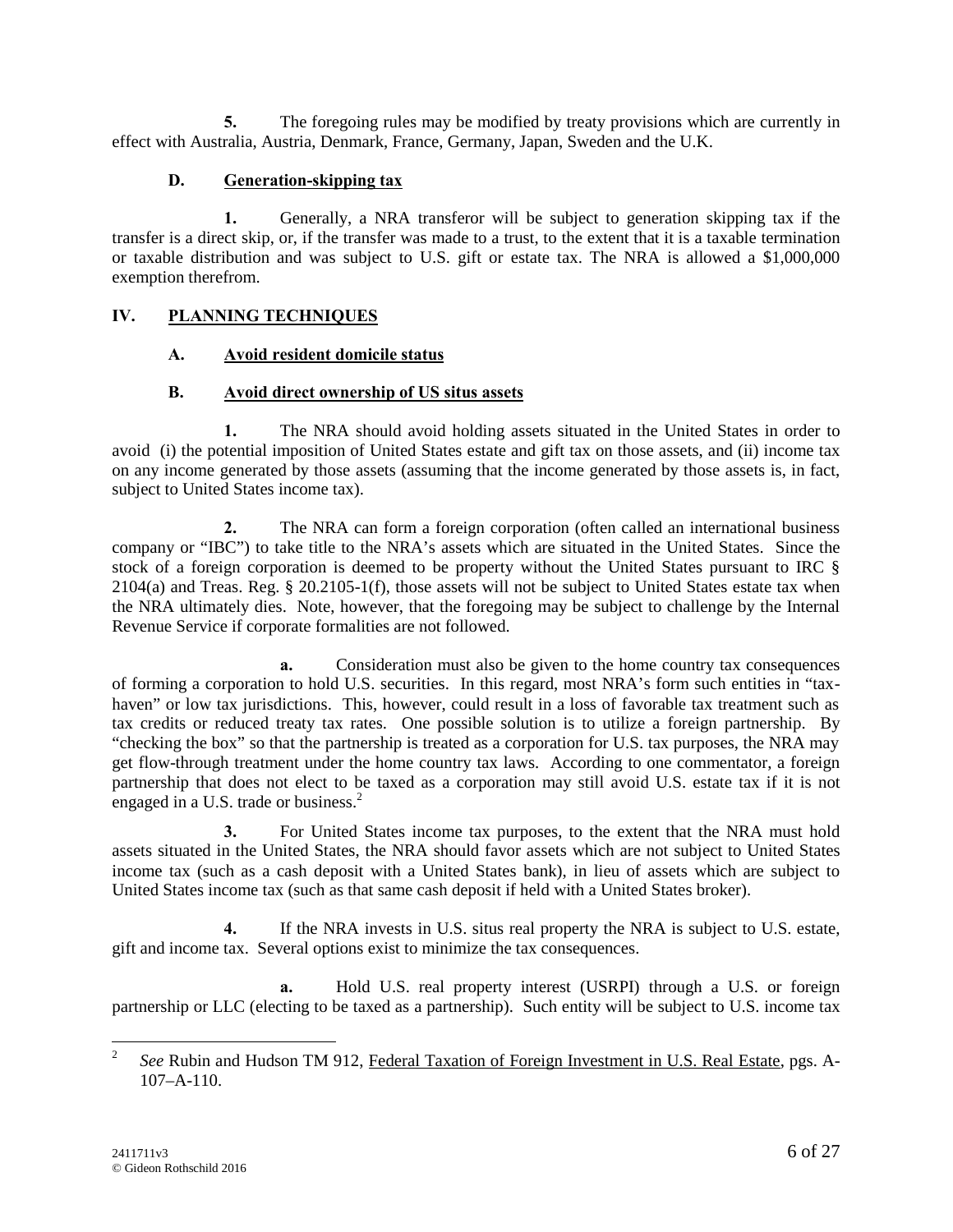**5.** The foregoing rules may be modified by treaty provisions which are currently in effect with Australia, Austria, Denmark, France, Germany, Japan, Sweden and the U.K.

### D. Generation-skipping tax

**1.** Generally, a NRA transferor will be subject to generation skipping tax if the transfer is a direct skip, or, if the transfer was made to a trust, to the extent that it is a taxable termination or taxable distribution and was subject to U.S. gift or estate tax. The NRA is allowed a $1,000,000 exemption therefrom.

## IV. PLANNING TECHNIQUES

### A. Avoid resident domicile status

### B. Avoid direct ownership of US situs assets

**1.** The NRA should avoid holding assets situated in the United States in order to avoid (i) the potential imposition of United States estate and gift tax on those assets, and (ii) income tax on any income generated by those assets (assuming that the income generated by those assets is, in fact, subject to United States income tax).

**2.** The NRA can form a foreign corporation (often called an international business company or "IBC") to take title to the NRA's assets which are situated in the United States. Since the stock of a foreign corporation is deemed to be property without the United States pursuant to IRC § 2104(a) and Treas. Reg. § 20.2105-1(f), those assets will not be subject to United States estate tax when the NRA ultimately dies. Note, however, that the foregoing may be subject to challenge by the Internal Revenue Service if corporate formalities are not followed.

**a.** Consideration must also be given to the home country tax consequences of forming a corporation to hold U.S. securities. In this regard, most NRA's form such entities in "tax-haven" or low tax jurisdictions. This, however, could result in a loss of favorable tax treatment such as tax credits or reduced treaty tax rates. One possible solution is to utilize a foreign partnership. By "checking the box" so that the partnership is treated as a corporation for U.S. tax purposes, the NRA may get flow-through treatment under the home country tax laws. According to one commentator, a foreign partnership that does not elect to be taxed as a corporation may still avoid U.S. estate tax if it is not engaged in a U.S. trade or business.[2]

**3.** For United States income tax purposes, to the extent that the NRA must hold assets situated in the United States, the NRA should favor assets which are not subject to United States income tax (such as a cash deposit with a United States bank), in lieu of assets which are subject to United States income tax (such as that same cash deposit if held with a United States broker).

**4.** If the NRA invests in U.S. situs real property the NRA is subject to U.S. estate, gift and income tax. Several options exist to minimize the tax consequences.

**a.** Hold U.S. real property interest (USRPI) through a U.S. or foreign partnership or LLC (electing to be taxed as a partnership). Such entity will be subject to U.S. income tax

---

[2] *See* Rubin and Hudson TM 912, Federal Taxation of Foreign Investment in U.S. Real Estate, pgs. A-107–A-110.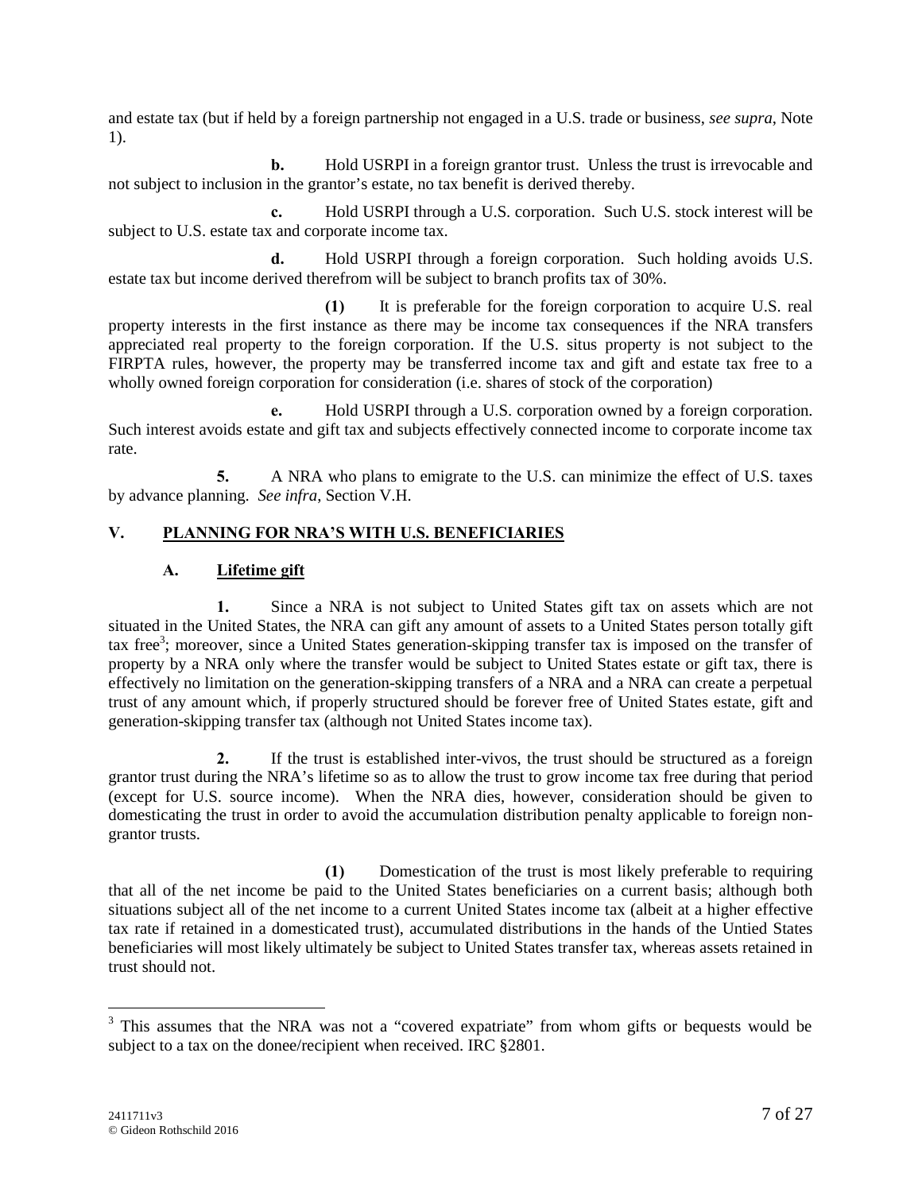and estate tax (but if held by a foreign partnership not engaged in a U.S. trade or business, *see supra*, Note 1).

**b.** Hold USRPI in a foreign grantor trust. Unless the trust is irrevocable and not subject to inclusion in the grantor's estate, no tax benefit is derived thereby.

**c.** Hold USRPI through a U.S. corporation. Such U.S. stock interest will be subject to U.S. estate tax and corporate income tax.

**d.** Hold USRPI through a foreign corporation. Such holding avoids U.S. estate tax but income derived therefrom will be subject to branch profits tax of 30%.

**(1)** It is preferable for the foreign corporation to acquire U.S. real property interests in the first instance as there may be income tax consequences if the NRA transfers appreciated real property to the foreign corporation. If the U.S. situs property is not subject to the FIRPTA rules, however, the property may be transferred income tax and gift and estate tax free to a wholly owned foreign corporation for consideration (i.e. shares of stock of the corporation)

**e.** Hold USRPI through a U.S. corporation owned by a foreign corporation. Such interest avoids estate and gift tax and subjects effectively connected income to corporate income tax rate.

**5.** A NRA who plans to emigrate to the U.S. can minimize the effect of U.S. taxes by advance planning. *See infra,* Section V.H.

## V. PLANNING FOR NRA'S WITH U.S. BENEFICIARIES

### A. Lifetime gift

**1.** Since a NRA is not subject to United States gift tax on assets which are not situated in the United States, the NRA can gift any amount of assets to a United States person totally gift tax free[3]; moreover, since a United States generation-skipping transfer tax is imposed on the transfer of property by a NRA only where the transfer would be subject to United States estate or gift tax, there is effectively no limitation on the generation-skipping transfers of a NRA and a NRA can create a perpetual trust of any amount which, if properly structured should be forever free of United States estate, gift and generation-skipping transfer tax (although not United States income tax).

**2.** If the trust is established inter-vivos, the trust should be structured as a foreign grantor trust during the NRA's lifetime so as to allow the trust to grow income tax free during that period (except for U.S. source income). When the NRA dies, however, consideration should be given to domesticating the trust in order to avoid the accumulation distribution penalty applicable to foreign non-grantor trusts.

**(1)** Domestication of the trust is most likely preferable to requiring that all of the net income be paid to the United States beneficiaries on a current basis; although both situations subject all of the net income to a current United States income tax (albeit at a higher effective tax rate if retained in a domesticated trust), accumulated distributions in the hands of the Untied States beneficiaries will most likely ultimately be subject to United States transfer tax, whereas assets retained in trust should not.

---

[3] This assumes that the NRA was not a "covered expatriate" from whom gifts or bequests would be subject to a tax on the donee/recipient when received. IRC §2801.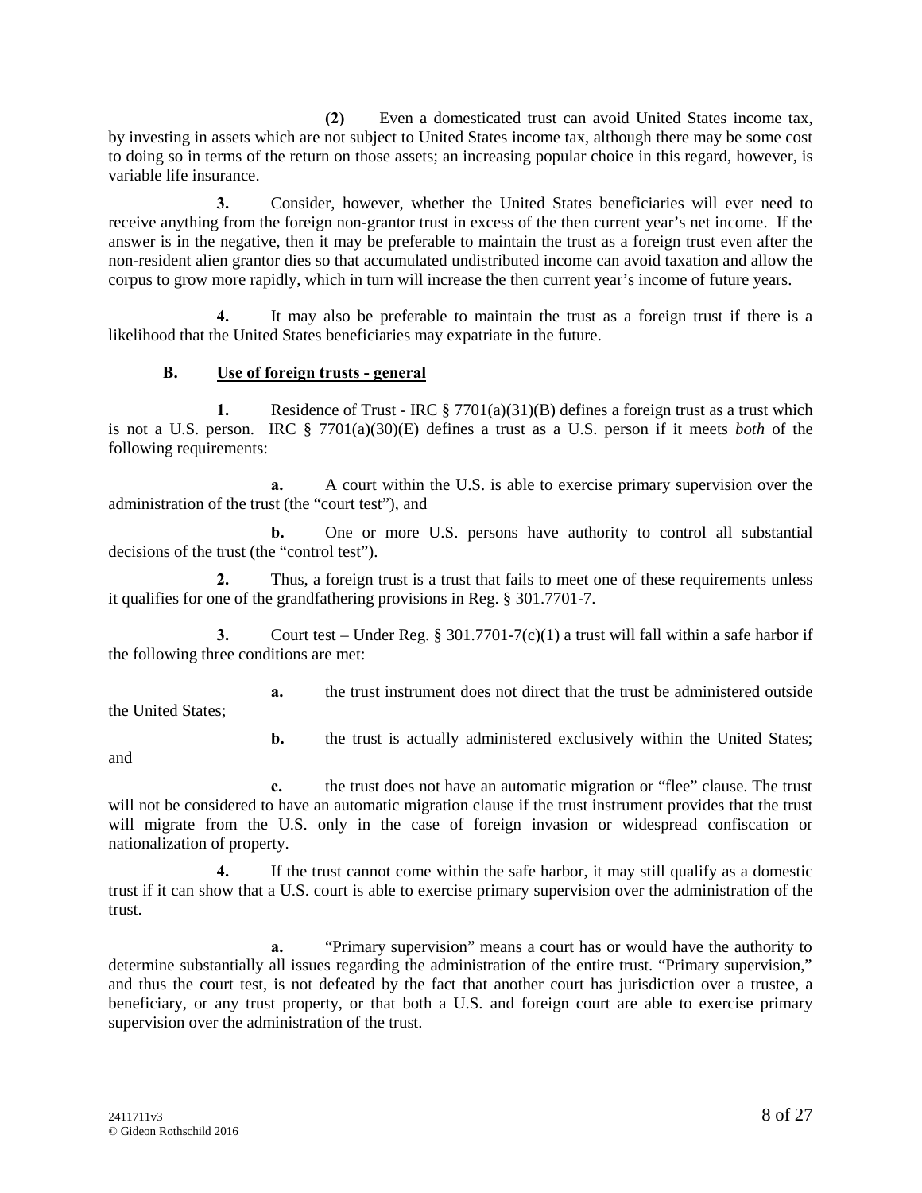**(2)** Even a domesticated trust can avoid United States income tax, by investing in assets which are not subject to United States income tax, although there may be some cost to doing so in terms of the return on those assets; an increasing popular choice in this regard, however, is variable life insurance.

**3.** Consider, however, whether the United States beneficiaries will ever need to receive anything from the foreign non-grantor trust in excess of the then current year's net income. If the answer is in the negative, then it may be preferable to maintain the trust as a foreign trust even after the non-resident alien grantor dies so that accumulated undistributed income can avoid taxation and allow the corpus to grow more rapidly, which in turn will increase the then current year's income of future years.

**4.** It may also be preferable to maintain the trust as a foreign trust if there is a likelihood that the United States beneficiaries may expatriate in the future.

### B. Use of foreign trusts - general

**1.** Residence of Trust - IRC § 7701(a)(31)(B) defines a foreign trust as a trust which is not a U.S. person. IRC § 7701(a)(30)(E) defines a trust as a U.S. person if it meets *both* of the following requirements:

**a.** A court within the U.S. is able to exercise primary supervision over the administration of the trust (the "court test"), and

**b.** One or more U.S. persons have authority to control all substantial decisions of the trust (the "control test").

**2.** Thus, a foreign trust is a trust that fails to meet one of these requirements unless it qualifies for one of the grandfathering provisions in Reg. § 301.7701-7.

**3.** Court test – Under Reg. § 301.7701-7(c)(1) a trust will fall within a safe harbor if the following three conditions are met:

**a.** the trust instrument does not direct that the trust be administered outside the United States;

**b.** the trust is actually administered exclusively within the United States; and

**c.** the trust does not have an automatic migration or "flee" clause. The trust will not be considered to have an automatic migration clause if the trust instrument provides that the trust will migrate from the U.S. only in the case of foreign invasion or widespread confiscation or nationalization of property.

**4.** If the trust cannot come within the safe harbor, it may still qualify as a domestic trust if it can show that a U.S. court is able to exercise primary supervision over the administration of the trust.

**a.** "Primary supervision" means a court has or would have the authority to determine substantially all issues regarding the administration of the entire trust. "Primary supervision," and thus the court test, is not defeated by the fact that another court has jurisdiction over a trustee, a beneficiary, or any trust property, or that both a U.S. and foreign court are able to exercise primary supervision over the administration of the trust.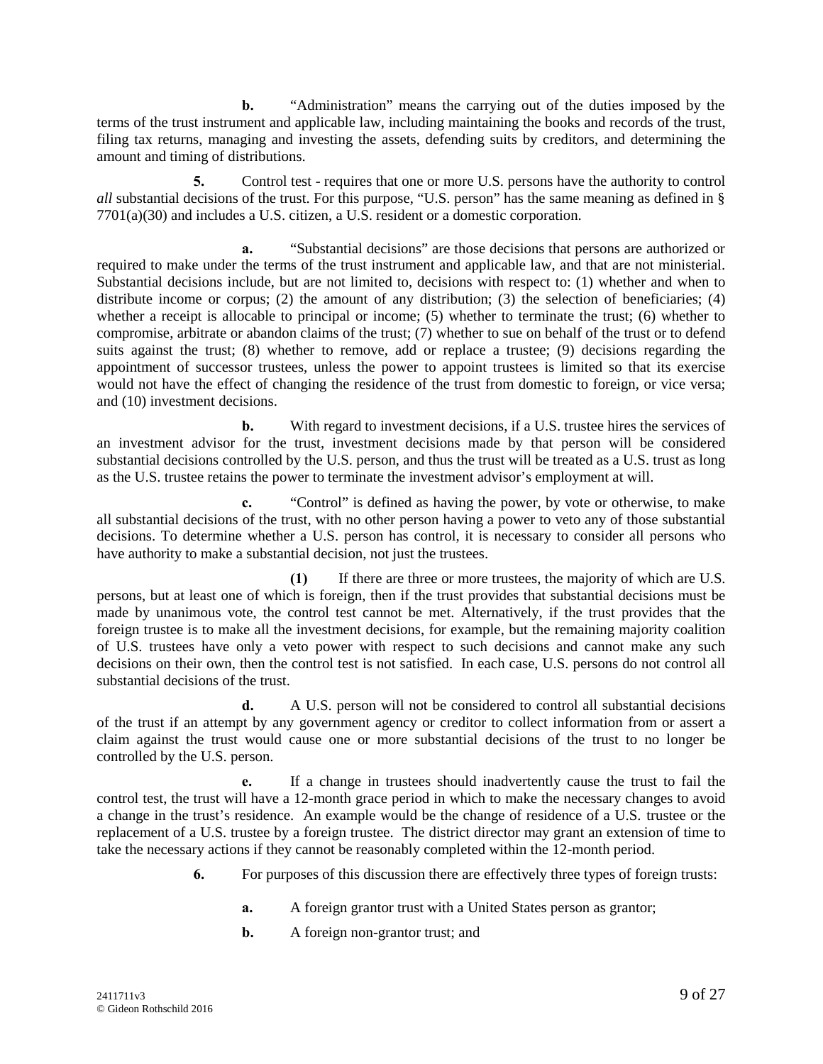**b.** "Administration" means the carrying out of the duties imposed by the terms of the trust instrument and applicable law, including maintaining the books and records of the trust, filing tax returns, managing and investing the assets, defending suits by creditors, and determining the amount and timing of distributions.

**5.** Control test - requires that one or more U.S. persons have the authority to control *all* substantial decisions of the trust. For this purpose, "U.S. person" has the same meaning as defined in § 7701(a)(30) and includes a U.S. citizen, a U.S. resident or a domestic corporation.

**a.** "Substantial decisions" are those decisions that persons are authorized or required to make under the terms of the trust instrument and applicable law, and that are not ministerial. Substantial decisions include, but are not limited to, decisions with respect to: (1) whether and when to distribute income or corpus; (2) the amount of any distribution; (3) the selection of beneficiaries; (4) whether a receipt is allocable to principal or income; (5) whether to terminate the trust; (6) whether to compromise, arbitrate or abandon claims of the trust; (7) whether to sue on behalf of the trust or to defend suits against the trust; (8) whether to remove, add or replace a trustee; (9) decisions regarding the appointment of successor trustees, unless the power to appoint trustees is limited so that its exercise would not have the effect of changing the residence of the trust from domestic to foreign, or vice versa; and (10) investment decisions.

**b.** With regard to investment decisions, if a U.S. trustee hires the services of an investment advisor for the trust, investment decisions made by that person will be considered substantial decisions controlled by the U.S. person, and thus the trust will be treated as a U.S. trust as long as the U.S. trustee retains the power to terminate the investment advisor's employment at will.

**c.** "Control" is defined as having the power, by vote or otherwise, to make all substantial decisions of the trust, with no other person having a power to veto any of those substantial decisions. To determine whether a U.S. person has control, it is necessary to consider all persons who have authority to make a substantial decision, not just the trustees.

**(1)** If there are three or more trustees, the majority of which are U.S. persons, but at least one of which is foreign, then if the trust provides that substantial decisions must be made by unanimous vote, the control test cannot be met. Alternatively, if the trust provides that the foreign trustee is to make all the investment decisions, for example, but the remaining majority coalition of U.S. trustees have only a veto power with respect to such decisions and cannot make any such decisions on their own, then the control test is not satisfied. In each case, U.S. persons do not control all substantial decisions of the trust.

**d.** A U.S. person will not be considered to control all substantial decisions of the trust if an attempt by any government agency or creditor to collect information from or assert a claim against the trust would cause one or more substantial decisions of the trust to no longer be controlled by the U.S. person.

**e.** If a change in trustees should inadvertently cause the trust to fail the control test, the trust will have a 12-month grace period in which to make the necessary changes to avoid a change in the trust's residence. An example would be the change of residence of a U.S. trustee or the replacement of a U.S. trustee by a foreign trustee. The district director may grant an extension of time to take the necessary actions if they cannot be reasonably completed within the 12-month period.

**6.** For purposes of this discussion there are effectively three types of foreign trusts:

**a.** A foreign grantor trust with a United States person as grantor;

**b.** A foreign non-grantor trust; and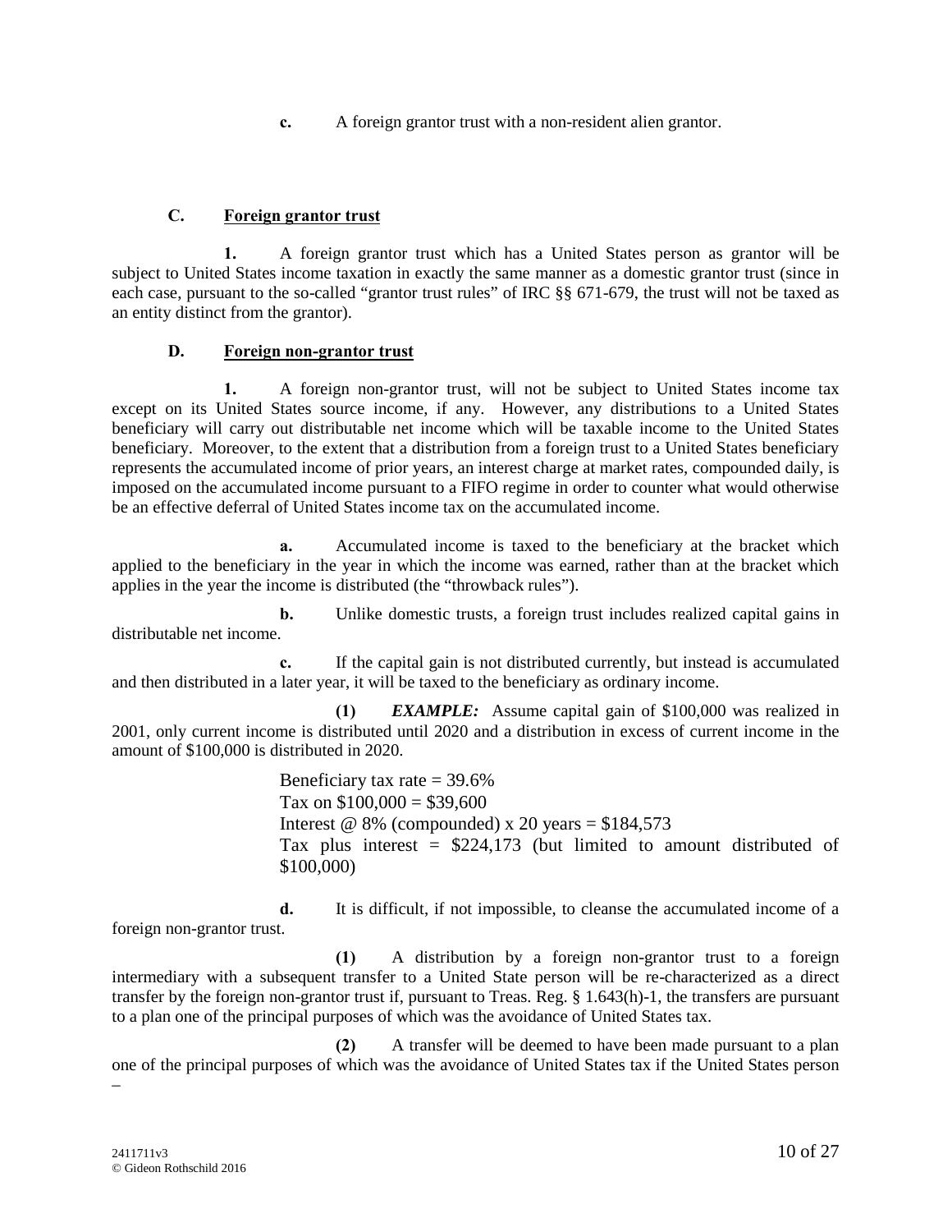**c.** A foreign grantor trust with a non-resident alien grantor.

### C. Foreign grantor trust

**1.** A foreign grantor trust which has a United States person as grantor will be subject to United States income taxation in exactly the same manner as a domestic grantor trust (since in each case, pursuant to the so-called "grantor trust rules" of IRC §§ 671-679, the trust will not be taxed as an entity distinct from the grantor).

### D. Foreign non-grantor trust

**1.** A foreign non-grantor trust, will not be subject to United States income tax except on its United States source income, if any. However, any distributions to a United States beneficiary will carry out distributable net income which will be taxable income to the United States beneficiary. Moreover, to the extent that a distribution from a foreign trust to a United States beneficiary represents the accumulated income of prior years, an interest charge at market rates, compounded daily, is imposed on the accumulated income pursuant to a FIFO regime in order to counter what would otherwise be an effective deferral of United States income tax on the accumulated income.

**a.** Accumulated income is taxed to the beneficiary at the bracket which applied to the beneficiary in the year in which the income was earned, rather than at the bracket which applies in the year the income is distributed (the "throwback rules").

**b.** Unlike domestic trusts, a foreign trust includes realized capital gains in distributable net income.

**c.** If the capital gain is not distributed currently, but instead is accumulated and then distributed in a later year, it will be taxed to the beneficiary as ordinary income.

**(1)** ***EXAMPLE:*** Assume capital gain of $100,000 was realized in 2001, only current income is distributed until 2020 and a distribution in excess of current income in the amount of $100,000 is distributed in 2020.

> Beneficiary tax rate = 39.6%
> Tax on $100,000 = $39,600
> Interest @ 8% (compounded) x 20 years = $184,573
> Tax plus interest = $224,173 (but limited to amount distributed of $100,000)

**d.** It is difficult, if not impossible, to cleanse the accumulated income of a foreign non-grantor trust.

**(1)** A distribution by a foreign non-grantor trust to a foreign intermediary with a subsequent transfer to a United State person will be re-characterized as a direct transfer by the foreign non-grantor trust if, pursuant to Treas. Reg. § 1.643(h)-1, the transfers are pursuant to a plan one of the principal purposes of which was the avoidance of United States tax.

**(2)** A transfer will be deemed to have been made pursuant to a plan one of the principal purposes of which was the avoidance of United States tax if the United States person –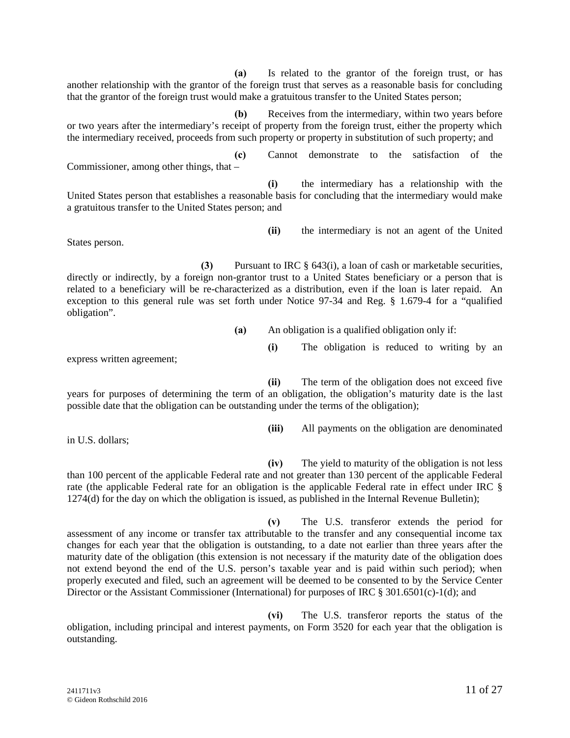**(a)** Is related to the grantor of the foreign trust, or has another relationship with the grantor of the foreign trust that serves as a reasonable basis for concluding that the grantor of the foreign trust would make a gratuitous transfer to the United States person;

**(b)** Receives from the intermediary, within two years before or two years after the intermediary's receipt of property from the foreign trust, either the property which the intermediary received, proceeds from such property or property in substitution of such property; and

**(c)** Cannot demonstrate to the satisfaction of the Commissioner, among other things, that –

**(i)** the intermediary has a relationship with the United States person that establishes a reasonable basis for concluding that the intermediary would make a gratuitous transfer to the United States person; and

**(ii)** the intermediary is not an agent of the United States person.

**(3)** Pursuant to IRC § 643(i), a loan of cash or marketable securities, directly or indirectly, by a foreign non-grantor trust to a United States beneficiary or a person that is related to a beneficiary will be re-characterized as a distribution, even if the loan is later repaid. An exception to this general rule was set forth under Notice 97-34 and Reg. § 1.679-4 for a "qualified obligation".

**(a)** An obligation is a qualified obligation only if:

**(i)** The obligation is reduced to writing by an express written agreement;

**(ii)** The term of the obligation does not exceed five years for purposes of determining the term of an obligation, the obligation's maturity date is the last possible date that the obligation can be outstanding under the terms of the obligation);

**(iii)** All payments on the obligation are denominated in U.S. dollars;

**(iv)** The yield to maturity of the obligation is not less than 100 percent of the applicable Federal rate and not greater than 130 percent of the applicable Federal rate (the applicable Federal rate for an obligation is the applicable Federal rate in effect under IRC § 1274(d) for the day on which the obligation is issued, as published in the Internal Revenue Bulletin);

**(v)** The U.S. transferor extends the period for assessment of any income or transfer tax attributable to the transfer and any consequential income tax changes for each year that the obligation is outstanding, to a date not earlier than three years after the maturity date of the obligation (this extension is not necessary if the maturity date of the obligation does not extend beyond the end of the U.S. person's taxable year and is paid within such period); when properly executed and filed, such an agreement will be deemed to be consented to by the Service Center Director or the Assistant Commissioner (International) for purposes of IRC § 301.6501(c)-1(d); and

**(vi)** The U.S. transferor reports the status of the obligation, including principal and interest payments, on Form 3520 for each year that the obligation is outstanding.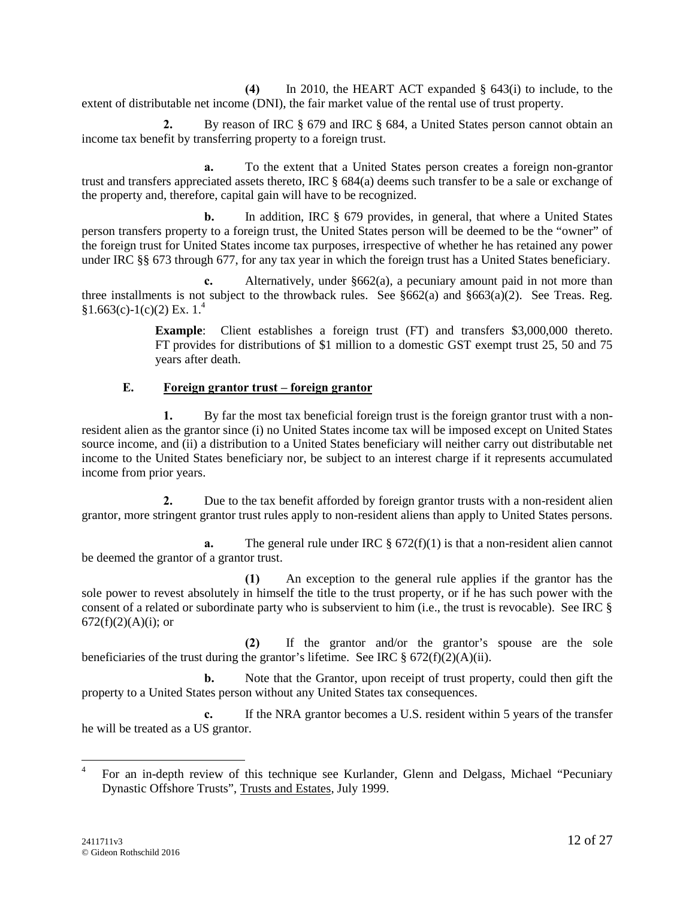**(4)** In 2010, the HEART ACT expanded § 643(i) to include, to the extent of distributable net income (DNI), the fair market value of the rental use of trust property.

**2.** By reason of IRC § 679 and IRC § 684, a United States person cannot obtain an income tax benefit by transferring property to a foreign trust.

**a.** To the extent that a United States person creates a foreign non-grantor trust and transfers appreciated assets thereto, IRC § 684(a) deems such transfer to be a sale or exchange of the property and, therefore, capital gain will have to be recognized.

**b.** In addition, IRC § 679 provides, in general, that where a United States person transfers property to a foreign trust, the United States person will be deemed to be the "owner" of the foreign trust for United States income tax purposes, irrespective of whether he has retained any power under IRC §§ 673 through 677, for any tax year in which the foreign trust has a United States beneficiary.

**c.** Alternatively, under §662(a), a pecuniary amount paid in not more than three installments is not subject to the throwback rules. See §662(a) and §663(a)(2). See Treas. Reg. §1.663(c)-1(c)(2) Ex. 1.[4]

> **Example**: Client establishes a foreign trust (FT) and transfers $3,000,000 thereto. FT provides for distributions of $1 million to a domestic GST exempt trust 25, 50 and 75 years after death.

### E. Foreign grantor trust – foreign grantor

**1.** By far the most tax beneficial foreign trust is the foreign grantor trust with a non-resident alien as the grantor since (i) no United States income tax will be imposed except on United States source income, and (ii) a distribution to a United States beneficiary will neither carry out distributable net income to the United States beneficiary nor, be subject to an interest charge if it represents accumulated income from prior years.

**2.** Due to the tax benefit afforded by foreign grantor trusts with a non-resident alien grantor, more stringent grantor trust rules apply to non-resident aliens than apply to United States persons.

**a.** The general rule under IRC § 672(f)(1) is that a non-resident alien cannot be deemed the grantor of a grantor trust.

**(1)** An exception to the general rule applies if the grantor has the sole power to revest absolutely in himself the title to the trust property, or if he has such power with the consent of a related or subordinate party who is subservient to him (i.e., the trust is revocable). See IRC § 672(f)(2)(A)(i); or

**(2)** If the grantor and/or the grantor's spouse are the sole beneficiaries of the trust during the grantor's lifetime. See IRC § 672(f)(2)(A)(ii).

**b.** Note that the Grantor, upon receipt of trust property, could then gift the property to a United States person without any United States tax consequences.

**c.** If the NRA grantor becomes a U.S. resident within 5 years of the transfer he will be treated as a US grantor.

---

[4] For an in-depth review of this technique see Kurlander, Glenn and Delgass, Michael "Pecuniary Dynastic Offshore Trusts", Trusts and Estates, July 1999.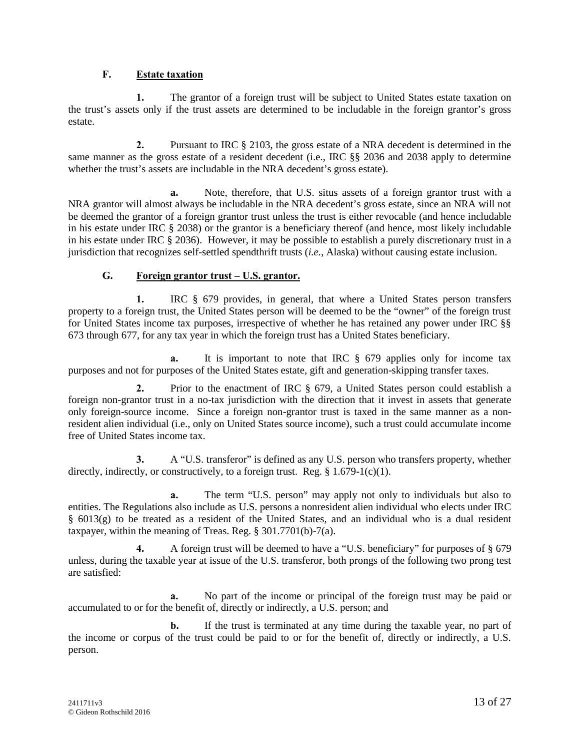## F. Estate taxation

**1.** The grantor of a foreign trust will be subject to United States estate taxation on the trust's assets only if the trust assets are determined to be includable in the foreign grantor's gross estate.

**2.** Pursuant to IRC § 2103, the gross estate of a NRA decedent is determined in the same manner as the gross estate of a resident decedent (i.e., IRC §§ 2036 and 2038 apply to determine whether the trust's assets are includable in the NRA decedent's gross estate).

**a.** Note, therefore, that U.S. situs assets of a foreign grantor trust with a NRA grantor will almost always be includable in the NRA decedent's gross estate, since an NRA will not be deemed the grantor of a foreign grantor trust unless the trust is either revocable (and hence includable in his estate under IRC § 2038) or the grantor is a beneficiary thereof (and hence, most likely includable in his estate under IRC § 2036). However, it may be possible to establish a purely discretionary trust in a jurisdiction that recognizes self-settled spendthrift trusts (*i.e.*, Alaska) without causing estate inclusion.

## G. Foreign grantor trust – U.S. grantor.

**1.** IRC § 679 provides, in general, that where a United States person transfers property to a foreign trust, the United States person will be deemed to be the "owner" of the foreign trust for United States income tax purposes, irrespective of whether he has retained any power under IRC §§ 673 through 677, for any tax year in which the foreign trust has a United States beneficiary.

**a.** It is important to note that IRC § 679 applies only for income tax purposes and not for purposes of the United States estate, gift and generation-skipping transfer taxes.

**2.** Prior to the enactment of IRC § 679, a United States person could establish a foreign non-grantor trust in a no-tax jurisdiction with the direction that it invest in assets that generate only foreign-source income. Since a foreign non-grantor trust is taxed in the same manner as a non-resident alien individual (i.e., only on United States source income), such a trust could accumulate income free of United States income tax.

**3.** A "U.S. transferor" is defined as any U.S. person who transfers property, whether directly, indirectly, or constructively, to a foreign trust. Reg. § 1.679-1(c)(1).

**a.** The term "U.S. person" may apply not only to individuals but also to entities. The Regulations also include as U.S. persons a nonresident alien individual who elects under IRC § 6013(g) to be treated as a resident of the United States, and an individual who is a dual resident taxpayer, within the meaning of Treas. Reg. § 301.7701(b)-7(a).

**4.** A foreign trust will be deemed to have a "U.S. beneficiary" for purposes of § 679 unless, during the taxable year at issue of the U.S. transferor, both prongs of the following two prong test are satisfied:

**a.** No part of the income or principal of the foreign trust may be paid or accumulated to or for the benefit of, directly or indirectly, a U.S. person; and

**b.** If the trust is terminated at any time during the taxable year, no part of the income or corpus of the trust could be paid to or for the benefit of, directly or indirectly, a U.S. person.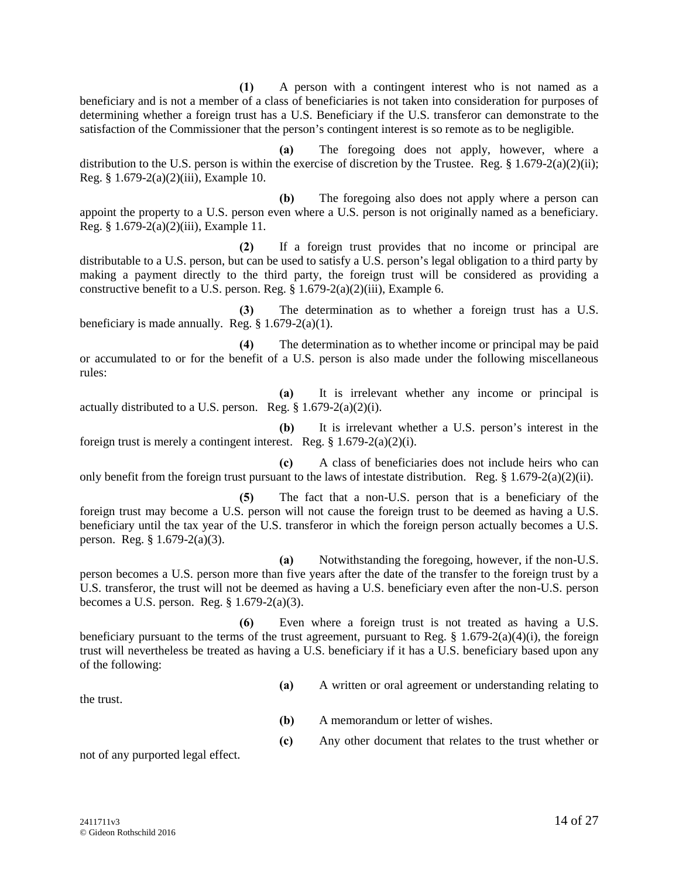**(1)** A person with a contingent interest who is not named as a beneficiary and is not a member of a class of beneficiaries is not taken into consideration for purposes of determining whether a foreign trust has a U.S. Beneficiary if the U.S. transferor can demonstrate to the satisfaction of the Commissioner that the person's contingent interest is so remote as to be negligible.

**(a)** The foregoing does not apply, however, where a distribution to the U.S. person is within the exercise of discretion by the Trustee. Reg. § 1.679-2(a)(2)(ii); Reg. § 1.679-2(a)(2)(iii), Example 10.

**(b)** The foregoing also does not apply where a person can appoint the property to a U.S. person even where a U.S. person is not originally named as a beneficiary. Reg. § 1.679-2(a)(2)(iii), Example 11.

**(2)** If a foreign trust provides that no income or principal are distributable to a U.S. person, but can be used to satisfy a U.S. person's legal obligation to a third party by making a payment directly to the third party, the foreign trust will be considered as providing a constructive benefit to a U.S. person. Reg. § 1.679-2(a)(2)(iii), Example 6.

**(3)** The determination as to whether a foreign trust has a U.S. beneficiary is made annually. Reg. § 1.679-2(a)(1).

**(4)** The determination as to whether income or principal may be paid or accumulated to or for the benefit of a U.S. person is also made under the following miscellaneous rules:

**(a)** It is irrelevant whether any income or principal is actually distributed to a U.S. person. Reg. § 1.679-2(a)(2)(i).

**(b)** It is irrelevant whether a U.S. person's interest in the foreign trust is merely a contingent interest. Reg. § 1.679-2(a)(2)(i).

**(c)** A class of beneficiaries does not include heirs who can only benefit from the foreign trust pursuant to the laws of intestate distribution. Reg. § 1.679-2(a)(2)(ii).

**(5)** The fact that a non-U.S. person that is a beneficiary of the foreign trust may become a U.S. person will not cause the foreign trust to be deemed as having a U.S. beneficiary until the tax year of the U.S. transferor in which the foreign person actually becomes a U.S. person. Reg. § 1.679-2(a)(3).

**(a)** Notwithstanding the foregoing, however, if the non-U.S. person becomes a U.S. person more than five years after the date of the transfer to the foreign trust by a U.S. transferor, the trust will not be deemed as having a U.S. beneficiary even after the non-U.S. person becomes a U.S. person. Reg. § 1.679-2(a)(3).

**(6)** Even where a foreign trust is not treated as having a U.S. beneficiary pursuant to the terms of the trust agreement, pursuant to Reg. § 1.679-2(a)(4)(i), the foreign trust will nevertheless be treated as having a U.S. beneficiary if it has a U.S. beneficiary based upon any of the following:

**(a)** A written or oral agreement or understanding relating to the trust.

**(b)** A memorandum or letter of wishes.

**(c)** Any other document that relates to the trust whether or not of any purported legal effect.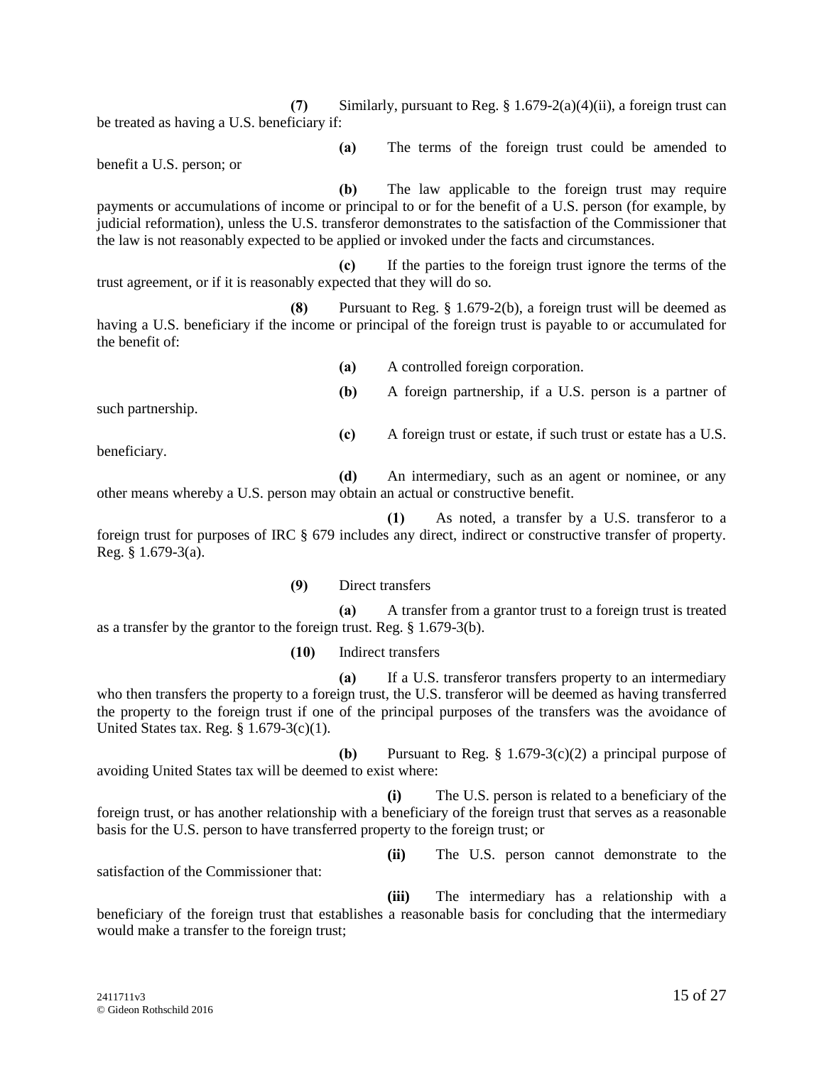**(7)** Similarly, pursuant to Reg. § 1.679-2(a)(4)(ii), a foreign trust can be treated as having a U.S. beneficiary if:

**(a)** The terms of the foreign trust could be amended to benefit a U.S. person; or

**(b)** The law applicable to the foreign trust may require payments or accumulations of income or principal to or for the benefit of a U.S. person (for example, by judicial reformation), unless the U.S. transferor demonstrates to the satisfaction of the Commissioner that the law is not reasonably expected to be applied or invoked under the facts and circumstances.

**(c)** If the parties to the foreign trust ignore the terms of the trust agreement, or if it is reasonably expected that they will do so.

**(8)** Pursuant to Reg. § 1.679-2(b), a foreign trust will be deemed as having a U.S. beneficiary if the income or principal of the foreign trust is payable to or accumulated for the benefit of:

**(a)** A controlled foreign corporation.

**(b)** A foreign partnership, if a U.S. person is a partner of such partnership.

**(c)** A foreign trust or estate, if such trust or estate has a U.S. beneficiary.

**(d)** An intermediary, such as an agent or nominee, or any other means whereby a U.S. person may obtain an actual or constructive benefit.

**(1)** As noted, a transfer by a U.S. transferor to a foreign trust for purposes of IRC § 679 includes any direct, indirect or constructive transfer of property. Reg. § 1.679-3(a).

**(9)** Direct transfers

**(a)** A transfer from a grantor trust to a foreign trust is treated as a transfer by the grantor to the foreign trust. Reg. § 1.679-3(b).

**(10)** Indirect transfers

**(a)** If a U.S. transferor transfers property to an intermediary who then transfers the property to a foreign trust, the U.S. transferor will be deemed as having transferred the property to the foreign trust if one of the principal purposes of the transfers was the avoidance of United States tax. Reg. § 1.679-3(c)(1).

**(b)** Pursuant to Reg. § 1.679-3(c)(2) a principal purpose of avoiding United States tax will be deemed to exist where:

**(i)** The U.S. person is related to a beneficiary of the foreign trust, or has another relationship with a beneficiary of the foreign trust that serves as a reasonable basis for the U.S. person to have transferred property to the foreign trust; or

**(ii)** The U.S. person cannot demonstrate to the satisfaction of the Commissioner that:

**(iii)** The intermediary has a relationship with a beneficiary of the foreign trust that establishes a reasonable basis for concluding that the intermediary would make a transfer to the foreign trust;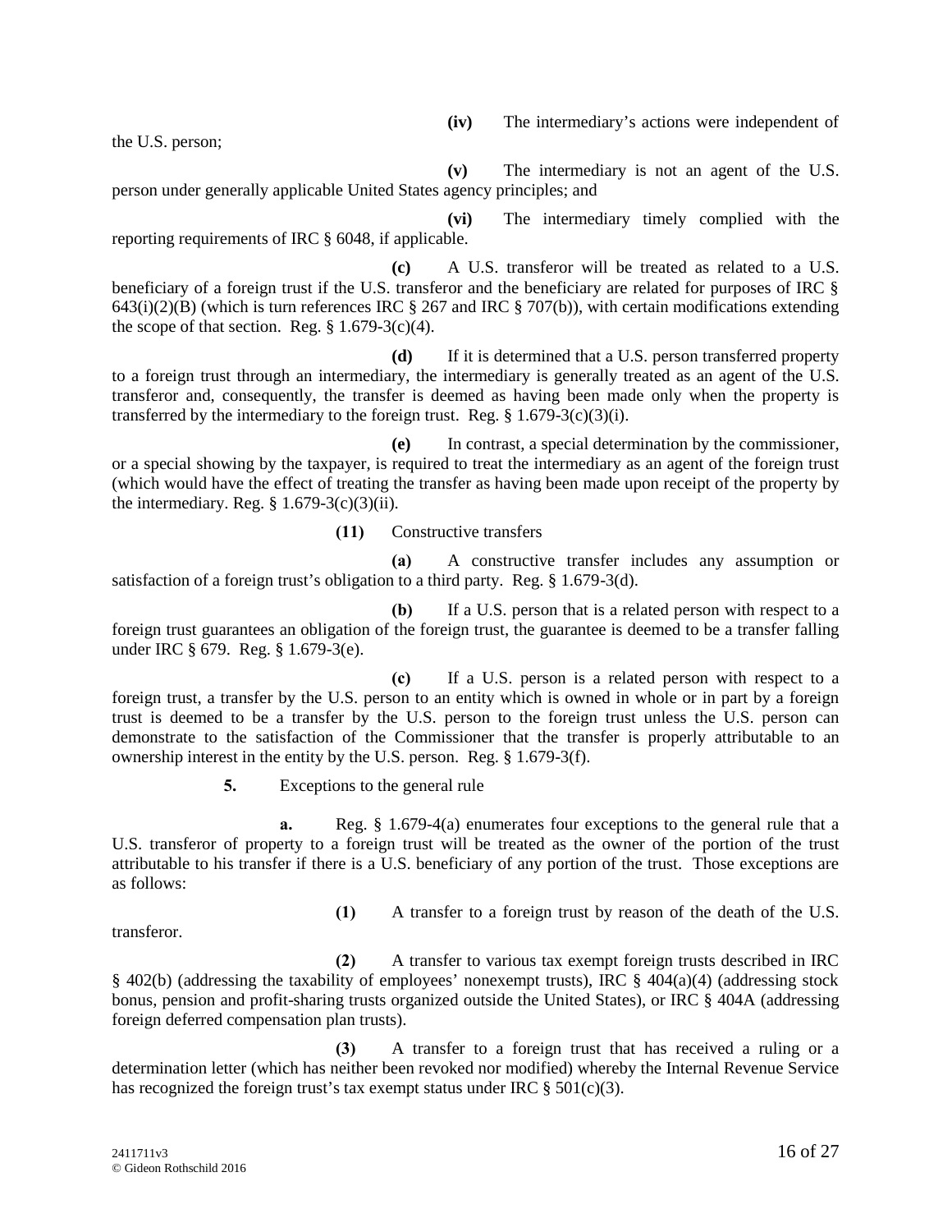**(iv)** The intermediary's actions were independent of the U.S. person;

**(v)** The intermediary is not an agent of the U.S. person under generally applicable United States agency principles; and

**(vi)** The intermediary timely complied with the reporting requirements of IRC § 6048, if applicable.

**(c)** A U.S. transferor will be treated as related to a U.S. beneficiary of a foreign trust if the U.S. transferor and the beneficiary are related for purposes of IRC § 643(i)(2)(B) (which is turn references IRC § 267 and IRC § 707(b)), with certain modifications extending the scope of that section. Reg. § 1.679-3(c)(4).

**(d)** If it is determined that a U.S. person transferred property to a foreign trust through an intermediary, the intermediary is generally treated as an agent of the U.S. transferor and, consequently, the transfer is deemed as having been made only when the property is transferred by the intermediary to the foreign trust. Reg. § 1.679-3(c)(3)(i).

**(e)** In contrast, a special determination by the commissioner, or a special showing by the taxpayer, is required to treat the intermediary as an agent of the foreign trust (which would have the effect of treating the transfer as having been made upon receipt of the property by the intermediary. Reg. § 1.679-3(c)(3)(ii).

**(11)** Constructive transfers

**(a)** A constructive transfer includes any assumption or satisfaction of a foreign trust's obligation to a third party. Reg. § 1.679-3(d).

**(b)** If a U.S. person that is a related person with respect to a foreign trust guarantees an obligation of the foreign trust, the guarantee is deemed to be a transfer falling under IRC § 679. Reg. § 1.679-3(e).

**(c)** If a U.S. person is a related person with respect to a foreign trust, a transfer by the U.S. person to an entity which is owned in whole or in part by a foreign trust is deemed to be a transfer by the U.S. person to the foreign trust unless the U.S. person can demonstrate to the satisfaction of the Commissioner that the transfer is properly attributable to an ownership interest in the entity by the U.S. person. Reg. § 1.679-3(f).

**5.** Exceptions to the general rule

**a.** Reg. § 1.679-4(a) enumerates four exceptions to the general rule that a U.S. transferor of property to a foreign trust will be treated as the owner of the portion of the trust attributable to his transfer if there is a U.S. beneficiary of any portion of the trust. Those exceptions are as follows:

**(1)** A transfer to a foreign trust by reason of the death of the U.S. transferor.

**(2)** A transfer to various tax exempt foreign trusts described in IRC § 402(b) (addressing the taxability of employees' nonexempt trusts), IRC § 404(a)(4) (addressing stock bonus, pension and profit-sharing trusts organized outside the United States), or IRC § 404A (addressing foreign deferred compensation plan trusts).

**(3)** A transfer to a foreign trust that has received a ruling or a determination letter (which has neither been revoked nor modified) whereby the Internal Revenue Service has recognized the foreign trust's tax exempt status under IRC § 501(c)(3).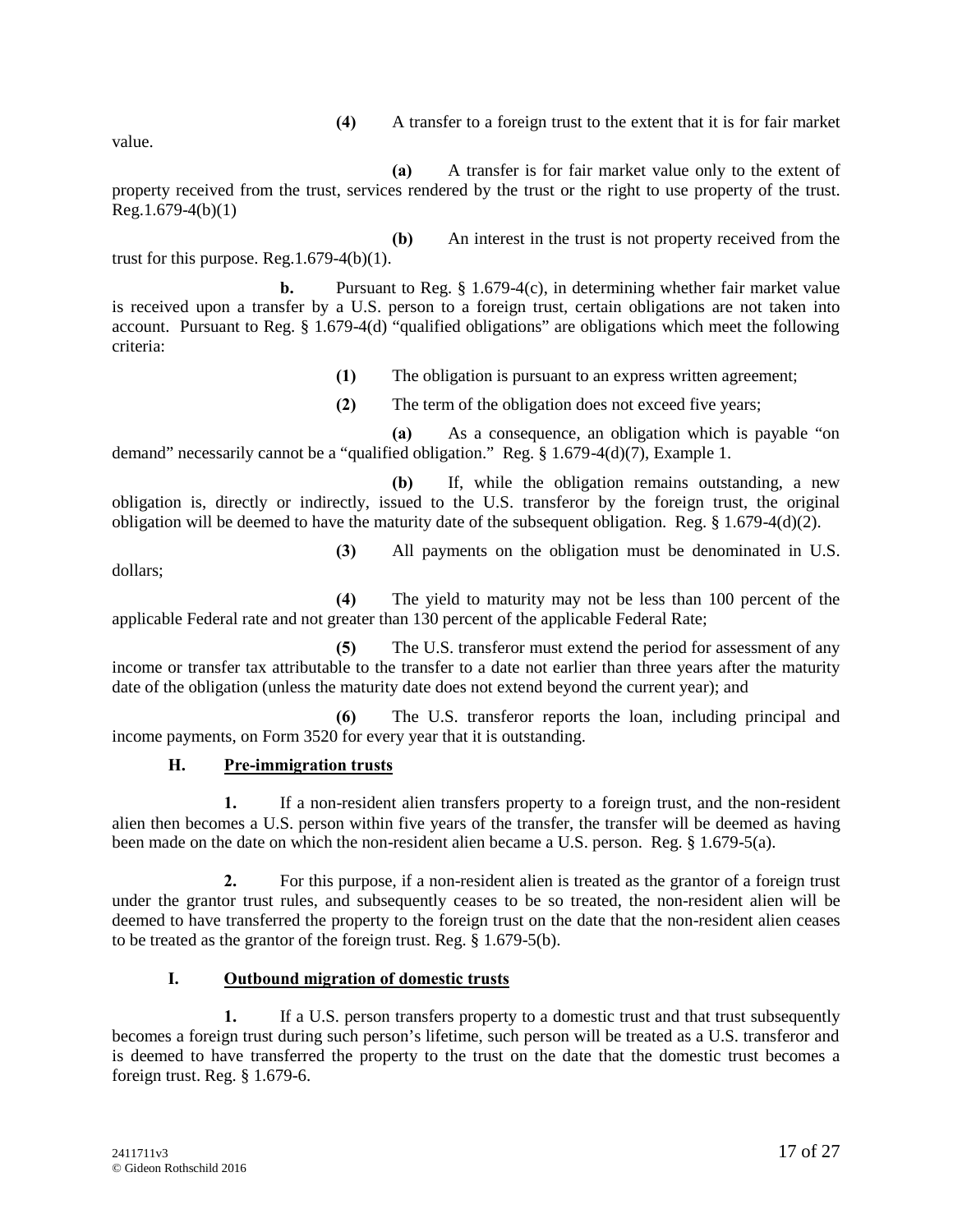**(4)** A transfer to a foreign trust to the extent that it is for fair market value.

**(a)** A transfer is for fair market value only to the extent of property received from the trust, services rendered by the trust or the right to use property of the trust. Reg.1.679-4(b)(1)

**(b)** An interest in the trust is not property received from the trust for this purpose. Reg.1.679-4(b)(1).

**b.** Pursuant to Reg. § 1.679-4(c), in determining whether fair market value is received upon a transfer by a U.S. person to a foreign trust, certain obligations are not taken into account. Pursuant to Reg. § 1.679-4(d) "qualified obligations" are obligations which meet the following criteria:

**(1)** The obligation is pursuant to an express written agreement;

**(2)** The term of the obligation does not exceed five years;

**(a)** As a consequence, an obligation which is payable "on demand" necessarily cannot be a "qualified obligation." Reg. § 1.679-4(d)(7), Example 1.

**(b)** If, while the obligation remains outstanding, a new obligation is, directly or indirectly, issued to the U.S. transferor by the foreign trust, the original obligation will be deemed to have the maturity date of the subsequent obligation. Reg. § 1.679-4(d)(2).

**(3)** All payments on the obligation must be denominated in U.S. dollars;

**(4)** The yield to maturity may not be less than 100 percent of the applicable Federal rate and not greater than 130 percent of the applicable Federal Rate;

**(5)** The U.S. transferor must extend the period for assessment of any income or transfer tax attributable to the transfer to a date not earlier than three years after the maturity date of the obligation (unless the maturity date does not extend beyond the current year); and

**(6)** The U.S. transferor reports the loan, including principal and income payments, on Form 3520 for every year that it is outstanding.

## H. Pre-immigration trusts

**1.** If a non-resident alien transfers property to a foreign trust, and the non-resident alien then becomes a U.S. person within five years of the transfer, the transfer will be deemed as having been made on the date on which the non-resident alien became a U.S. person. Reg. § 1.679-5(a).

**2.** For this purpose, if a non-resident alien is treated as the grantor of a foreign trust under the grantor trust rules, and subsequently ceases to be so treated, the non-resident alien will be deemed to have transferred the property to the foreign trust on the date that the non-resident alien ceases to be treated as the grantor of the foreign trust. Reg. § 1.679-5(b).

## I. Outbound migration of domestic trusts

**1.** If a U.S. person transfers property to a domestic trust and that trust subsequently becomes a foreign trust during such person's lifetime, such person will be treated as a U.S. transferor and is deemed to have transferred the property to the trust on the date that the domestic trust becomes a foreign trust. Reg. § 1.679-6.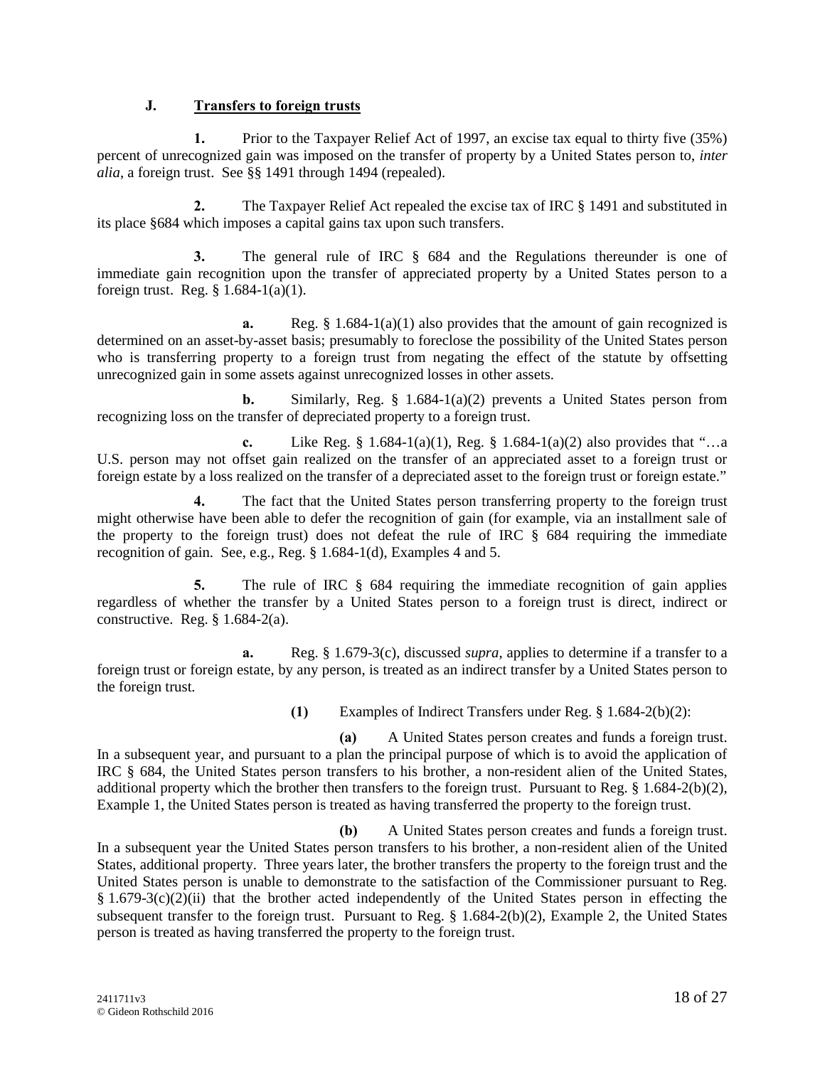### J. **Transfers to foreign trusts**

**1.** Prior to the Taxpayer Relief Act of 1997, an excise tax equal to thirty five (35%) percent of unrecognized gain was imposed on the transfer of property by a United States person to, *inter alia*, a foreign trust. See §§ 1491 through 1494 (repealed).

**2.** The Taxpayer Relief Act repealed the excise tax of IRC § 1491 and substituted in its place §684 which imposes a capital gains tax upon such transfers.

**3.** The general rule of IRC § 684 and the Regulations thereunder is one of immediate gain recognition upon the transfer of appreciated property by a United States person to a foreign trust. Reg. § 1.684-1(a)(1).

**a.** Reg. § 1.684-1(a)(1) also provides that the amount of gain recognized is determined on an asset-by-asset basis; presumably to foreclose the possibility of the United States person who is transferring property to a foreign trust from negating the effect of the statute by offsetting unrecognized gain in some assets against unrecognized losses in other assets.

**b.** Similarly, Reg. § 1.684-1(a)(2) prevents a United States person from recognizing loss on the transfer of depreciated property to a foreign trust.

**c.** Like Reg. § 1.684-1(a)(1), Reg. § 1.684-1(a)(2) also provides that "…a U.S. person may not offset gain realized on the transfer of an appreciated asset to a foreign trust or foreign estate by a loss realized on the transfer of a depreciated asset to the foreign trust or foreign estate."

**4.** The fact that the United States person transferring property to the foreign trust might otherwise have been able to defer the recognition of gain (for example, via an installment sale of the property to the foreign trust) does not defeat the rule of IRC § 684 requiring the immediate recognition of gain. See, e.g., Reg. § 1.684-1(d), Examples 4 and 5.

**5.** The rule of IRC § 684 requiring the immediate recognition of gain applies regardless of whether the transfer by a United States person to a foreign trust is direct, indirect or constructive. Reg. § 1.684-2(a).

**a.** Reg. § 1.679-3(c), discussed *supra*, applies to determine if a transfer to a foreign trust or foreign estate, by any person, is treated as an indirect transfer by a United States person to the foreign trust.

**(1)** Examples of Indirect Transfers under Reg. § 1.684-2(b)(2):

**(a)** A United States person creates and funds a foreign trust. In a subsequent year, and pursuant to a plan the principal purpose of which is to avoid the application of IRC § 684, the United States person transfers to his brother, a non-resident alien of the United States, additional property which the brother then transfers to the foreign trust. Pursuant to Reg. § 1.684-2(b)(2), Example 1, the United States person is treated as having transferred the property to the foreign trust.

**(b)** A United States person creates and funds a foreign trust. In a subsequent year the United States person transfers to his brother, a non-resident alien of the United States, additional property. Three years later, the brother transfers the property to the foreign trust and the United States person is unable to demonstrate to the satisfaction of the Commissioner pursuant to Reg. § 1.679-3(c)(2)(ii) that the brother acted independently of the United States person in effecting the subsequent transfer to the foreign trust. Pursuant to Reg. § 1.684-2(b)(2), Example 2, the United States person is treated as having transferred the property to the foreign trust.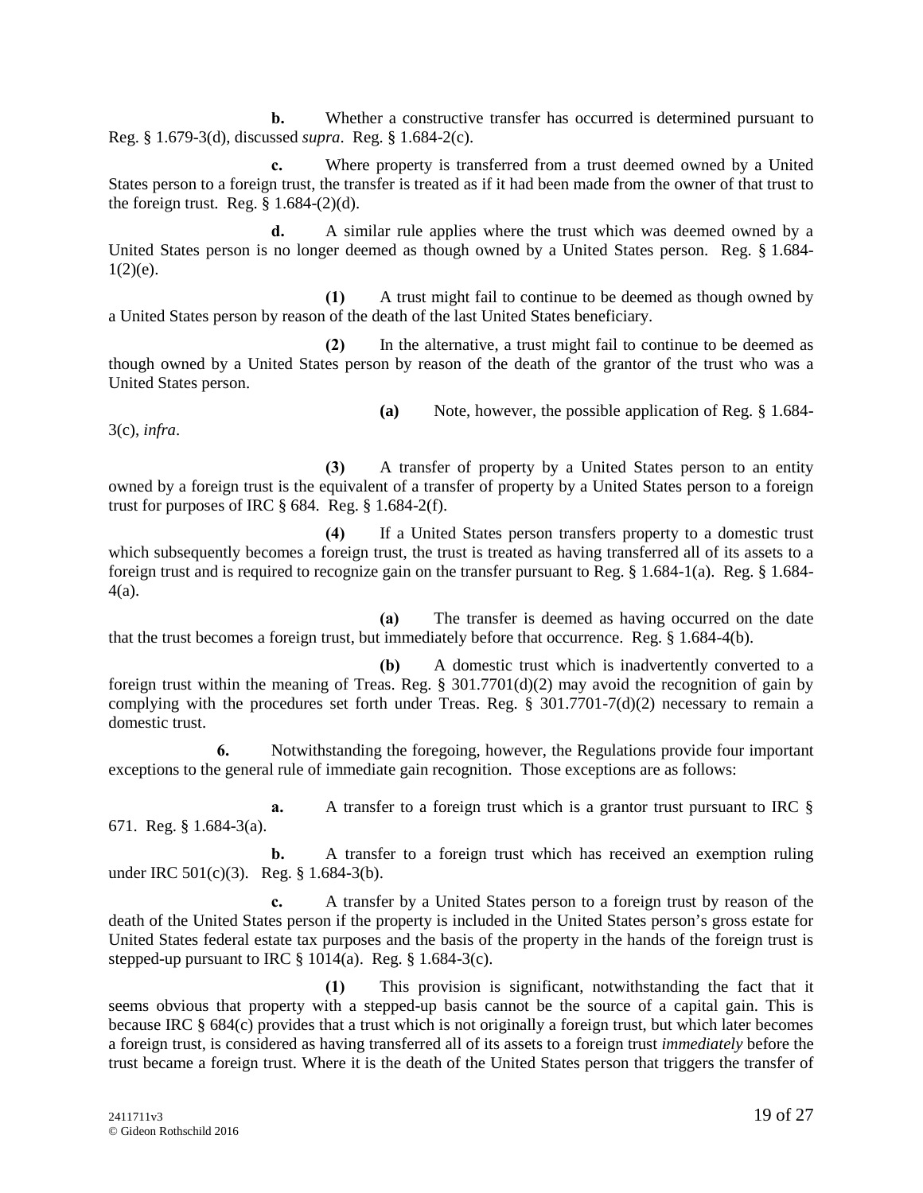**b.** Whether a constructive transfer has occurred is determined pursuant to Reg. § 1.679-3(d), discussed *supra*. Reg. § 1.684-2(c).

**c.** Where property is transferred from a trust deemed owned by a United States person to a foreign trust, the transfer is treated as if it had been made from the owner of that trust to the foreign trust. Reg. § 1.684-(2)(d).

**d.** A similar rule applies where the trust which was deemed owned by a United States person is no longer deemed as though owned by a United States person. Reg. § 1.684-1(2)(e).

**(1)** A trust might fail to continue to be deemed as though owned by a United States person by reason of the death of the last United States beneficiary.

**(2)** In the alternative, a trust might fail to continue to be deemed as though owned by a United States person by reason of the death of the grantor of the trust who was a United States person.

**(a)** Note, however, the possible application of Reg. § 1.684-3(c), *infra*.

**(3)** A transfer of property by a United States person to an entity owned by a foreign trust is the equivalent of a transfer of property by a United States person to a foreign trust for purposes of IRC § 684. Reg. § 1.684-2(f).

**(4)** If a United States person transfers property to a domestic trust which subsequently becomes a foreign trust, the trust is treated as having transferred all of its assets to a foreign trust and is required to recognize gain on the transfer pursuant to Reg. § 1.684-1(a). Reg. § 1.684-4(a).

**(a)** The transfer is deemed as having occurred on the date that the trust becomes a foreign trust, but immediately before that occurrence. Reg. § 1.684-4(b).

**(b)** A domestic trust which is inadvertently converted to a foreign trust within the meaning of Treas. Reg. § 301.7701(d)(2) may avoid the recognition of gain by complying with the procedures set forth under Treas. Reg. § 301.7701-7(d)(2) necessary to remain a domestic trust.

**6.** Notwithstanding the foregoing, however, the Regulations provide four important exceptions to the general rule of immediate gain recognition. Those exceptions are as follows:

**a.** A transfer to a foreign trust which is a grantor trust pursuant to IRC § 671. Reg. § 1.684-3(a).

**b.** A transfer to a foreign trust which has received an exemption ruling under IRC 501(c)(3). Reg. § 1.684-3(b).

**c.** A transfer by a United States person to a foreign trust by reason of the death of the United States person if the property is included in the United States person's gross estate for United States federal estate tax purposes and the basis of the property in the hands of the foreign trust is stepped-up pursuant to IRC § 1014(a). Reg. § 1.684-3(c).

**(1)** This provision is significant, notwithstanding the fact that it seems obvious that property with a stepped-up basis cannot be the source of a capital gain. This is because IRC § 684(c) provides that a trust which is not originally a foreign trust, but which later becomes a foreign trust, is considered as having transferred all of its assets to a foreign trust *immediately* before the trust became a foreign trust. Where it is the death of the United States person that triggers the transfer of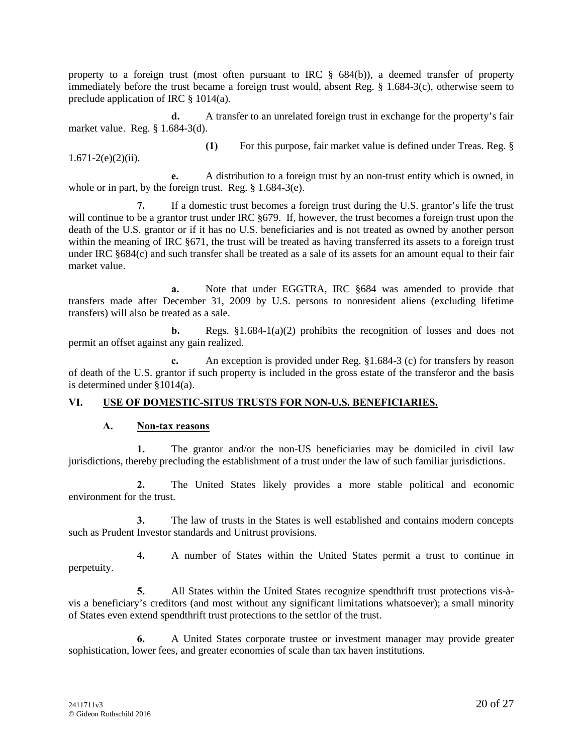property to a foreign trust (most often pursuant to IRC § 684(b)), a deemed transfer of property immediately before the trust became a foreign trust would, absent Reg. § 1.684-3(c), otherwise seem to preclude application of IRC § 1014(a).

**d.** A transfer to an unrelated foreign trust in exchange for the property's fair market value. Reg. § 1.684-3(d).

**(1)** For this purpose, fair market value is defined under Treas. Reg. § 1.671-2(e)(2)(ii).

**e.** A distribution to a foreign trust by an non-trust entity which is owned, in whole or in part, by the foreign trust. Reg. § 1.684-3(e).

**7.** If a domestic trust becomes a foreign trust during the U.S. grantor's life the trust will continue to be a grantor trust under IRC §679. If, however, the trust becomes a foreign trust upon the death of the U.S. grantor or if it has no U.S. beneficiaries and is not treated as owned by another person within the meaning of IRC §671, the trust will be treated as having transferred its assets to a foreign trust under IRC §684(c) and such transfer shall be treated as a sale of its assets for an amount equal to their fair market value.

**a.** Note that under EGGTRA, IRC §684 was amended to provide that transfers made after December 31, 2009 by U.S. persons to nonresident aliens (excluding lifetime transfers) will also be treated as a sale.

**b.** Regs. §1.684-1(a)(2) prohibits the recognition of losses and does not permit an offset against any gain realized.

**c.** An exception is provided under Reg. §1.684-3 (c) for transfers by reason of death of the U.S. grantor if such property is included in the gross estate of the transferor and the basis is determined under §1014(a).

## VI. USE OF DOMESTIC-SITUS TRUSTS FOR NON-U.S. BENEFICIARIES.

### A. Non-tax reasons

**1.** The grantor and/or the non-US beneficiaries may be domiciled in civil law jurisdictions, thereby precluding the establishment of a trust under the law of such familiar jurisdictions.

**2.** The United States likely provides a more stable political and economic environment for the trust.

**3.** The law of trusts in the States is well established and contains modern concepts such as Prudent Investor standards and Unitrust provisions.

**4.** A number of States within the United States permit a trust to continue in perpetuity.

**5.** All States within the United States recognize spendthrift trust protections vis-à-vis a beneficiary's creditors (and most without any significant limitations whatsoever); a small minority of States even extend spendthrift trust protections to the settlor of the trust.

**6.** A United States corporate trustee or investment manager may provide greater sophistication, lower fees, and greater economies of scale than tax haven institutions.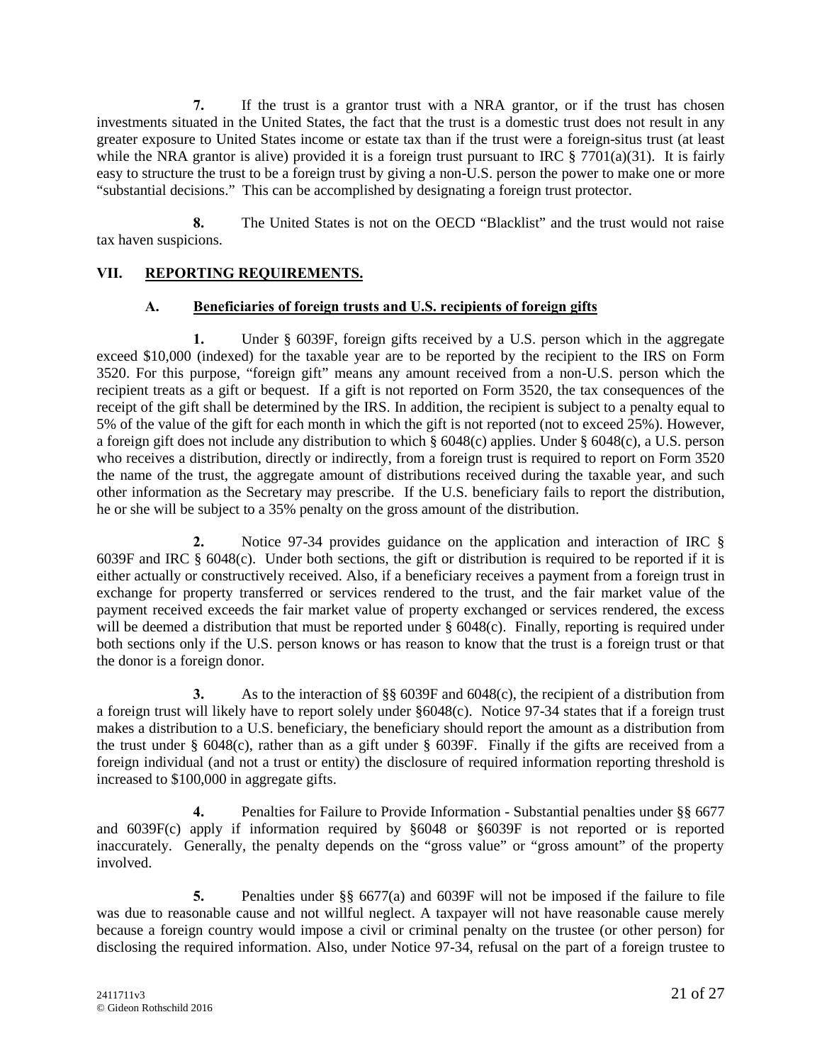**7.** If the trust is a grantor trust with a NRA grantor, or if the trust has chosen investments situated in the United States, the fact that the trust is a domestic trust does not result in any greater exposure to United States income or estate tax than if the trust were a foreign-situs trust (at least while the NRA grantor is alive) provided it is a foreign trust pursuant to IRC § 7701(a)(31). It is fairly easy to structure the trust to be a foreign trust by giving a non-U.S. person the power to make one or more "substantial decisions." This can be accomplished by designating a foreign trust protector.

**8.** The United States is not on the OECD "Blacklist" and the trust would not raise tax haven suspicions.

## VII. REPORTING REQUIREMENTS.

### A. Beneficiaries of foreign trusts and U.S. recipients of foreign gifts

**1.** Under § 6039F, foreign gifts received by a U.S. person which in the aggregate exceed $10,000 (indexed) for the taxable year are to be reported by the recipient to the IRS on Form 3520. For this purpose, "foreign gift" means any amount received from a non-U.S. person which the recipient treats as a gift or bequest. If a gift is not reported on Form 3520, the tax consequences of the receipt of the gift shall be determined by the IRS. In addition, the recipient is subject to a penalty equal to 5% of the value of the gift for each month in which the gift is not reported (not to exceed 25%). However, a foreign gift does not include any distribution to which § 6048(c) applies. Under § 6048(c), a U.S. person who receives a distribution, directly or indirectly, from a foreign trust is required to report on Form 3520 the name of the trust, the aggregate amount of distributions received during the taxable year, and such other information as the Secretary may prescribe. If the U.S. beneficiary fails to report the distribution, he or she will be subject to a 35% penalty on the gross amount of the distribution.

**2.** Notice 97-34 provides guidance on the application and interaction of IRC § 6039F and IRC § 6048(c). Under both sections, the gift or distribution is required to be reported if it is either actually or constructively received. Also, if a beneficiary receives a payment from a foreign trust in exchange for property transferred or services rendered to the trust, and the fair market value of the payment received exceeds the fair market value of property exchanged or services rendered, the excess will be deemed a distribution that must be reported under § 6048(c). Finally, reporting is required under both sections only if the U.S. person knows or has reason to know that the trust is a foreign trust or that the donor is a foreign donor.

**3.** As to the interaction of §§ 6039F and 6048(c), the recipient of a distribution from a foreign trust will likely have to report solely under §6048(c). Notice 97-34 states that if a foreign trust makes a distribution to a U.S. beneficiary, the beneficiary should report the amount as a distribution from the trust under § 6048(c), rather than as a gift under § 6039F. Finally if the gifts are received from a foreign individual (and not a trust or entity) the disclosure of required information reporting threshold is increased to $100,000 in aggregate gifts.

**4.** Penalties for Failure to Provide Information - Substantial penalties under §§ 6677 and 6039F(c) apply if information required by §6048 or §6039F is not reported or is reported inaccurately. Generally, the penalty depends on the "gross value" or "gross amount" of the property involved.

**5.** Penalties under §§ 6677(a) and 6039F will not be imposed if the failure to file was due to reasonable cause and not willful neglect. A taxpayer will not have reasonable cause merely because a foreign country would impose a civil or criminal penalty on the trustee (or other person) for disclosing the required information. Also, under Notice 97-34, refusal on the part of a foreign trustee to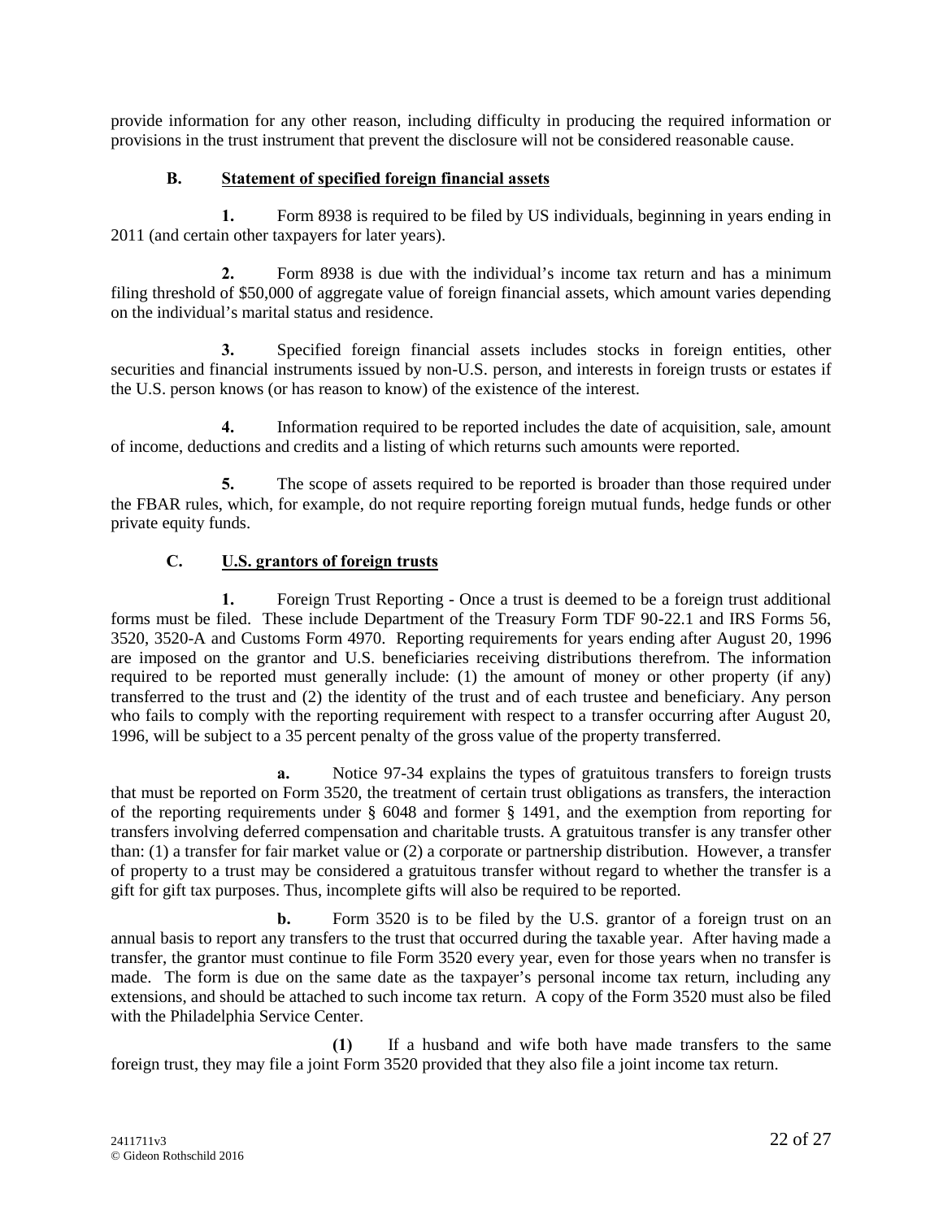provide information for any other reason, including difficulty in producing the required information or provisions in the trust instrument that prevent the disclosure will not be considered reasonable cause.

## B. Statement of specified foreign financial assets

**1.** Form 8938 is required to be filed by US individuals, beginning in years ending in 2011 (and certain other taxpayers for later years).

**2.** Form 8938 is due with the individual's income tax return and has a minimum filing threshold of $50,000 of aggregate value of foreign financial assets, which amount varies depending on the individual's marital status and residence.

**3.** Specified foreign financial assets includes stocks in foreign entities, other securities and financial instruments issued by non-U.S. person, and interests in foreign trusts or estates if the U.S. person knows (or has reason to know) of the existence of the interest.

**4.** Information required to be reported includes the date of acquisition, sale, amount of income, deductions and credits and a listing of which returns such amounts were reported.

**5.** The scope of assets required to be reported is broader than those required under the FBAR rules, which, for example, do not require reporting foreign mutual funds, hedge funds or other private equity funds.

## C. U.S. grantors of foreign trusts

**1.** Foreign Trust Reporting - Once a trust is deemed to be a foreign trust additional forms must be filed. These include Department of the Treasury Form TDF 90-22.1 and IRS Forms 56, 3520, 3520-A and Customs Form 4970. Reporting requirements for years ending after August 20, 1996 are imposed on the grantor and U.S. beneficiaries receiving distributions therefrom. The information required to be reported must generally include: (1) the amount of money or other property (if any) transferred to the trust and (2) the identity of the trust and of each trustee and beneficiary. Any person who fails to comply with the reporting requirement with respect to a transfer occurring after August 20, 1996, will be subject to a 35 percent penalty of the gross value of the property transferred.

**a.** Notice 97-34 explains the types of gratuitous transfers to foreign trusts that must be reported on Form 3520, the treatment of certain trust obligations as transfers, the interaction of the reporting requirements under § 6048 and former § 1491, and the exemption from reporting for transfers involving deferred compensation and charitable trusts. A gratuitous transfer is any transfer other than: (1) a transfer for fair market value or (2) a corporate or partnership distribution. However, a transfer of property to a trust may be considered a gratuitous transfer without regard to whether the transfer is a gift for gift tax purposes. Thus, incomplete gifts will also be required to be reported.

**b.** Form 3520 is to be filed by the U.S. grantor of a foreign trust on an annual basis to report any transfers to the trust that occurred during the taxable year. After having made a transfer, the grantor must continue to file Form 3520 every year, even for those years when no transfer is made. The form is due on the same date as the taxpayer's personal income tax return, including any extensions, and should be attached to such income tax return. A copy of the Form 3520 must also be filed with the Philadelphia Service Center.

**(1)** If a husband and wife both have made transfers to the same foreign trust, they may file a joint Form 3520 provided that they also file a joint income tax return.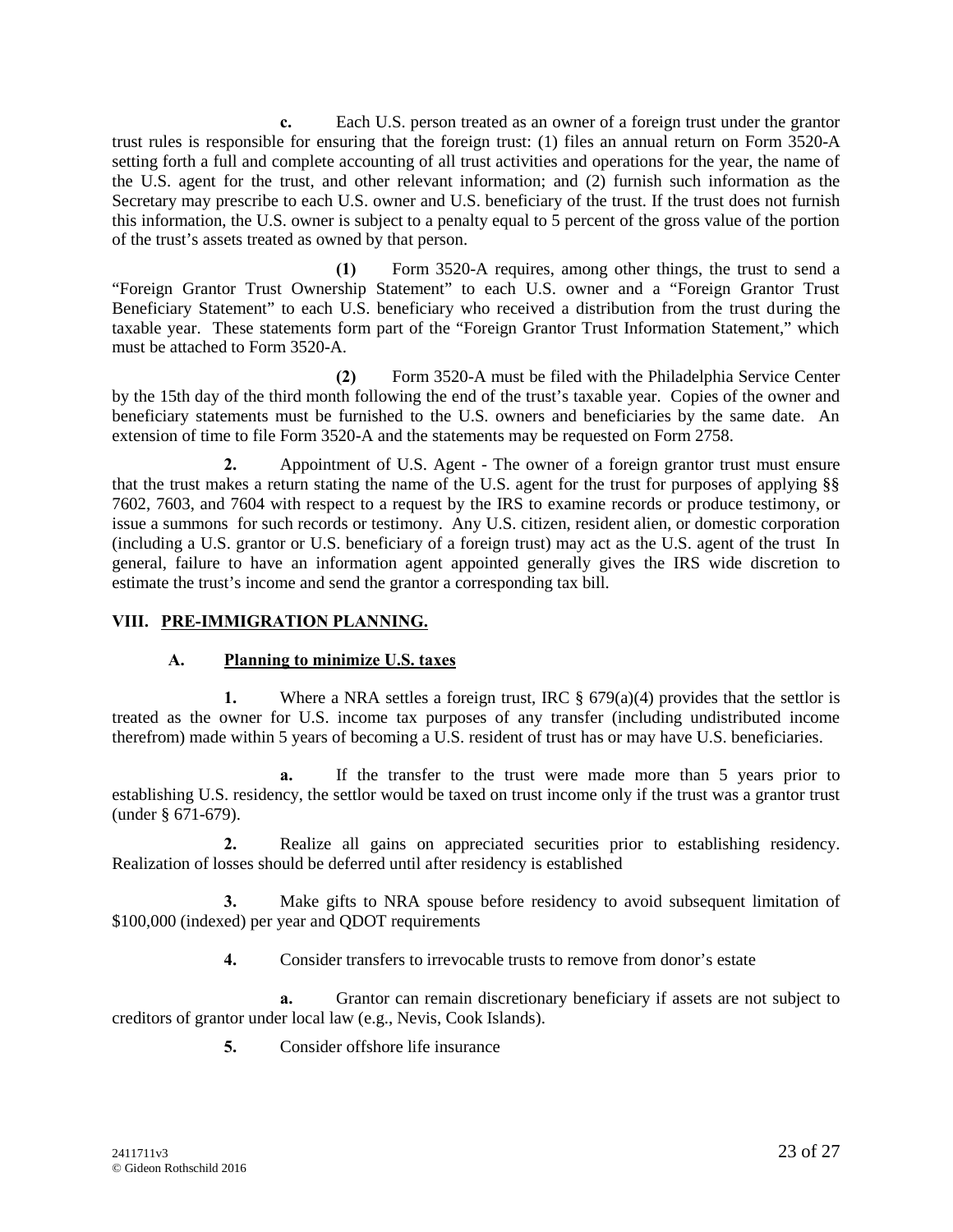**c.** Each U.S. person treated as an owner of a foreign trust under the grantor trust rules is responsible for ensuring that the foreign trust: (1) files an annual return on Form 3520-A setting forth a full and complete accounting of all trust activities and operations for the year, the name of the U.S. agent for the trust, and other relevant information; and (2) furnish such information as the Secretary may prescribe to each U.S. owner and U.S. beneficiary of the trust. If the trust does not furnish this information, the U.S. owner is subject to a penalty equal to 5 percent of the gross value of the portion of the trust's assets treated as owned by that person.

**(1)** Form 3520-A requires, among other things, the trust to send a "Foreign Grantor Trust Ownership Statement" to each U.S. owner and a "Foreign Grantor Trust Beneficiary Statement" to each U.S. beneficiary who received a distribution from the trust during the taxable year. These statements form part of the "Foreign Grantor Trust Information Statement," which must be attached to Form 3520-A.

**(2)** Form 3520-A must be filed with the Philadelphia Service Center by the 15th day of the third month following the end of the trust's taxable year. Copies of the owner and beneficiary statements must be furnished to the U.S. owners and beneficiaries by the same date. An extension of time to file Form 3520-A and the statements may be requested on Form 2758.

**2.** Appointment of U.S. Agent - The owner of a foreign grantor trust must ensure that the trust makes a return stating the name of the U.S. agent for the trust for purposes of applying §§ 7602, 7603, and 7604 with respect to a request by the IRS to examine records or produce testimony, or issue a summons for such records or testimony. Any U.S. citizen, resident alien, or domestic corporation (including a U.S. grantor or U.S. beneficiary of a foreign trust) may act as the U.S. agent of the trust In general, failure to have an information agent appointed generally gives the IRS wide discretion to estimate the trust's income and send the grantor a corresponding tax bill.

## VIII. PRE-IMMIGRATION PLANNING.

### A. Planning to minimize U.S. taxes

**1.** Where a NRA settles a foreign trust, IRC § 679(a)(4) provides that the settlor is treated as the owner for U.S. income tax purposes of any transfer (including undistributed income therefrom) made within 5 years of becoming a U.S. resident of trust has or may have U.S. beneficiaries.

**a.** If the transfer to the trust were made more than 5 years prior to establishing U.S. residency, the settlor would be taxed on trust income only if the trust was a grantor trust (under § 671-679).

**2.** Realize all gains on appreciated securities prior to establishing residency. Realization of losses should be deferred until after residency is established

**3.** Make gifts to NRA spouse before residency to avoid subsequent limitation of \$100,000 (indexed) per year and QDOT requirements

**4.** Consider transfers to irrevocable trusts to remove from donor's estate

**a.** Grantor can remain discretionary beneficiary if assets are not subject to creditors of grantor under local law (e.g., Nevis, Cook Islands).

**5.** Consider offshore life insurance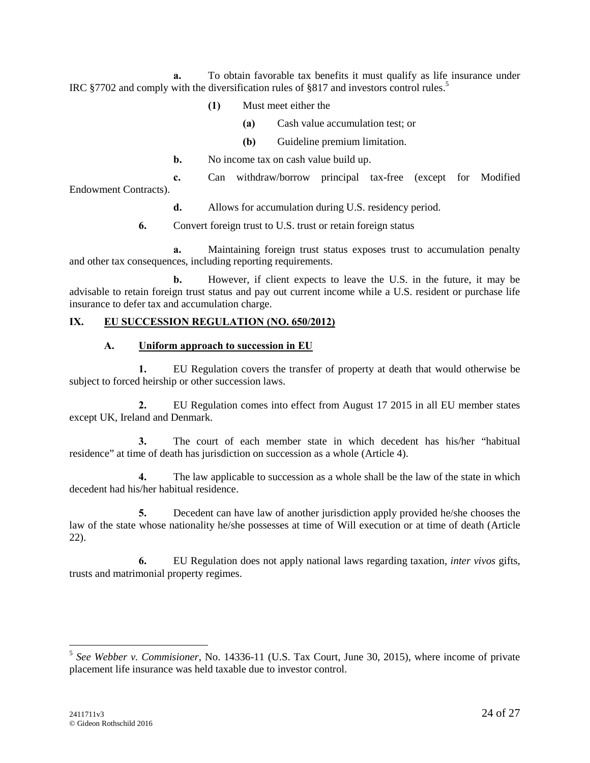**a.** To obtain favorable tax benefits it must qualify as life insurance under IRC §7702 and comply with the diversification rules of §817 and investors control rules.[5]

**(1)** Must meet either the

**(a)** Cash value accumulation test; or

**(b)** Guideline premium limitation.

**b.** No income tax on cash value build up.

**c.** Can withdraw/borrow principal tax-free (except for Modified Endowment Contracts).

**d.** Allows for accumulation during U.S. residency period.

**6.** Convert foreign trust to U.S. trust or retain foreign status

**a.** Maintaining foreign trust status exposes trust to accumulation penalty and other tax consequences, including reporting requirements.

**b.** However, if client expects to leave the U.S. in the future, it may be advisable to retain foreign trust status and pay out current income while a U.S. resident or purchase life insurance to defer tax and accumulation charge.

## IX. EU SUCCESSION REGULATION (NO. 650/2012)

### A. Uniform approach to succession in EU

**1.** EU Regulation covers the transfer of property at death that would otherwise be subject to forced heirship or other succession laws.

**2.** EU Regulation comes into effect from August 17 2015 in all EU member states except UK, Ireland and Denmark.

**3.** The court of each member state in which decedent has his/her "habitual residence" at time of death has jurisdiction on succession as a whole (Article 4).

**4.** The law applicable to succession as a whole shall be the law of the state in which decedent had his/her habitual residence.

**5.** Decedent can have law of another jurisdiction apply provided he/she chooses the law of the state whose nationality he/she possesses at time of Will execution or at time of death (Article 22).

**6.** EU Regulation does not apply national laws regarding taxation, *inter vivos* gifts, trusts and matrimonial property regimes.

---

[5] *See Webber v. Commisioner*, No. 14336-11 (U.S. Tax Court, June 30, 2015), where income of private placement life insurance was held taxable due to investor control.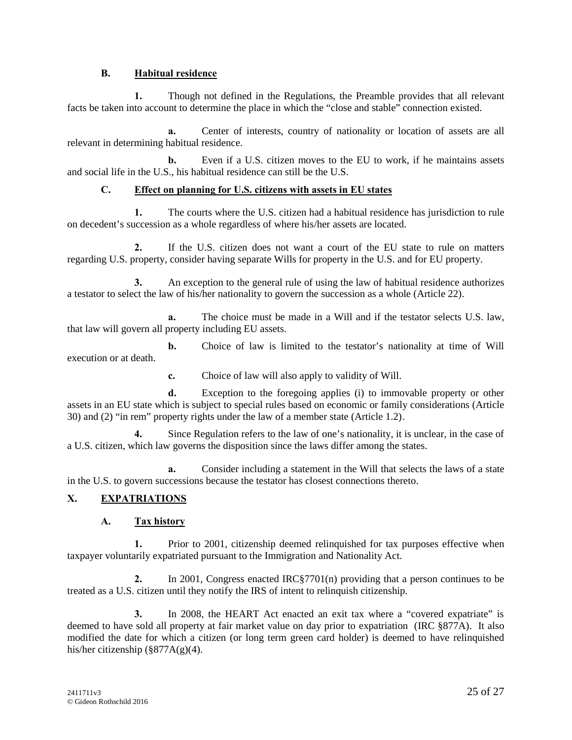### B. Habitual residence

**1.** Though not defined in the Regulations, the Preamble provides that all relevant facts be taken into account to determine the place in which the "close and stable" connection existed.

**a.** Center of interests, country of nationality or location of assets are all relevant in determining habitual residence.

**b.** Even if a U.S. citizen moves to the EU to work, if he maintains assets and social life in the U.S., his habitual residence can still be the U.S.

### C. Effect on planning for U.S. citizens with assets in EU states

**1.** The courts where the U.S. citizen had a habitual residence has jurisdiction to rule on decedent's succession as a whole regardless of where his/her assets are located.

**2.** If the U.S. citizen does not want a court of the EU state to rule on matters regarding U.S. property, consider having separate Wills for property in the U.S. and for EU property.

**3.** An exception to the general rule of using the law of habitual residence authorizes a testator to select the law of his/her nationality to govern the succession as a whole (Article 22).

**a.** The choice must be made in a Will and if the testator selects U.S. law, that law will govern all property including EU assets.

**b.** Choice of law is limited to the testator's nationality at time of Will execution or at death.

**c.** Choice of law will also apply to validity of Will.

**d.** Exception to the foregoing applies (i) to immovable property or other assets in an EU state which is subject to special rules based on economic or family considerations (Article 30) and (2) "in rem" property rights under the law of a member state (Article 1.2).

**4.** Since Regulation refers to the law of one's nationality, it is unclear, in the case of a U.S. citizen, which law governs the disposition since the laws differ among the states.

**a.** Consider including a statement in the Will that selects the laws of a state in the U.S. to govern successions because the testator has closest connections thereto.

## X. EXPATRIATIONS

### A. Tax history

**1.** Prior to 2001, citizenship deemed relinquished for tax purposes effective when taxpayer voluntarily expatriated pursuant to the Immigration and Nationality Act.

**2.** In 2001, Congress enacted IRC§7701(n) providing that a person continues to be treated as a U.S. citizen until they notify the IRS of intent to relinquish citizenship.

**3.** In 2008, the HEART Act enacted an exit tax where a "covered expatriate" is deemed to have sold all property at fair market value on day prior to expatriation (IRC §877A). It also modified the date for which a citizen (or long term green card holder) is deemed to have relinquished his/her citizenship (§877A(g)(4).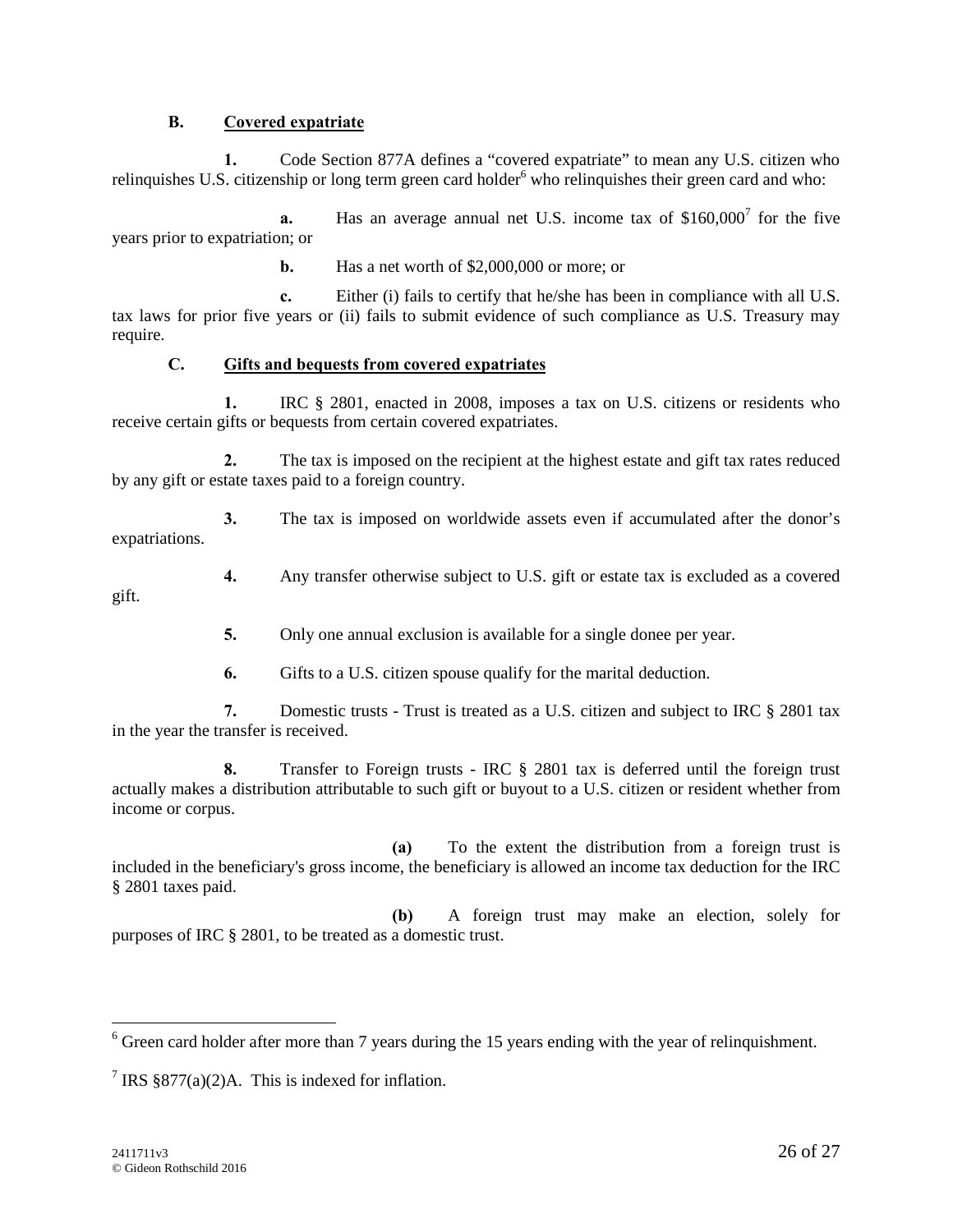### B. Covered expatriate

**1.** Code Section 877A defines a "covered expatriate" to mean any U.S. citizen who relinquishes U.S. citizenship or long term green card holder[6] who relinquishes their green card and who:

**a.** Has an average annual net U.S. income tax of $160,000[7] for the five years prior to expatriation; or

**b.** Has a net worth of $2,000,000 or more; or

**c.** Either (i) fails to certify that he/she has been in compliance with all U.S. tax laws for prior five years or (ii) fails to submit evidence of such compliance as U.S. Treasury may require.

### C. Gifts and bequests from covered expatriates

**1.** IRC § 2801, enacted in 2008, imposes a tax on U.S. citizens or residents who receive certain gifts or bequests from certain covered expatriates.

**2.** The tax is imposed on the recipient at the highest estate and gift tax rates reduced by any gift or estate taxes paid to a foreign country.

**3.** The tax is imposed on worldwide assets even if accumulated after the donor's expatriations.

**4.** Any transfer otherwise subject to U.S. gift or estate tax is excluded as a covered gift.

**5.** Only one annual exclusion is available for a single donee per year.

**6.** Gifts to a U.S. citizen spouse qualify for the marital deduction.

**7.** Domestic trusts - Trust is treated as a U.S. citizen and subject to IRC § 2801 tax in the year the transfer is received.

**8.** Transfer to Foreign trusts - IRC § 2801 tax is deferred until the foreign trust actually makes a distribution attributable to such gift or buyout to a U.S. citizen or resident whether from income or corpus.

**(a)** To the extent the distribution from a foreign trust is included in the beneficiary's gross income, the beneficiary is allowed an income tax deduction for the IRC § 2801 taxes paid.

**(b)** A foreign trust may make an election, solely for purposes of IRC § 2801, to be treated as a domestic trust.

---

[6] Green card holder after more than 7 years during the 15 years ending with the year of relinquishment.

[7] IRS §877(a)(2)A. This is indexed for inflation.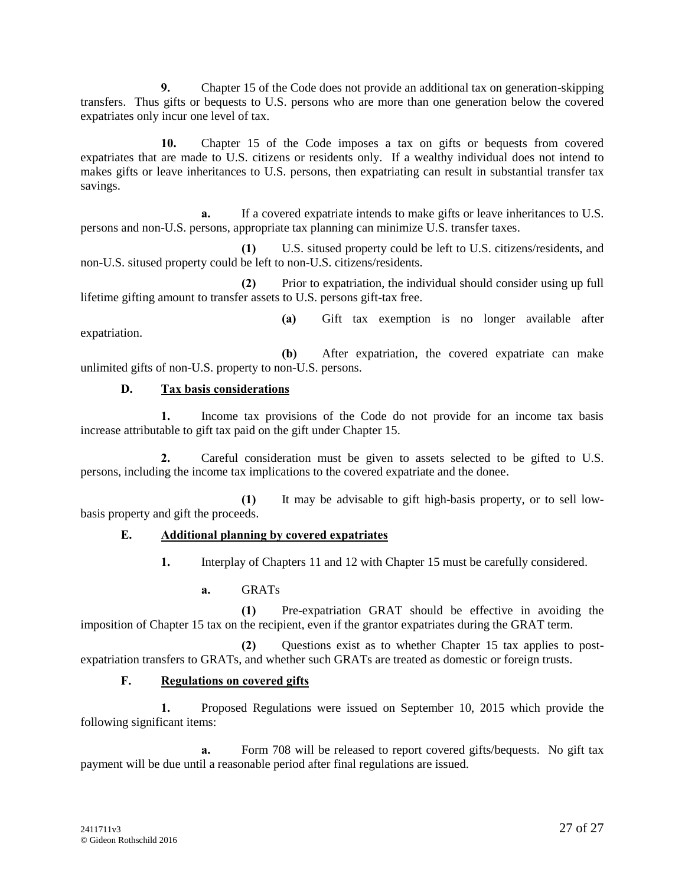**9.** Chapter 15 of the Code does not provide an additional tax on generation-skipping transfers. Thus gifts or bequests to U.S. persons who are more than one generation below the covered expatriates only incur one level of tax.

**10.** Chapter 15 of the Code imposes a tax on gifts or bequests from covered expatriates that are made to U.S. citizens or residents only. If a wealthy individual does not intend to makes gifts or leave inheritances to U.S. persons, then expatriating can result in substantial transfer tax savings.

**a.** If a covered expatriate intends to make gifts or leave inheritances to U.S. persons and non-U.S. persons, appropriate tax planning can minimize U.S. transfer taxes.

**(1)** U.S. sitused property could be left to U.S. citizens/residents, and non-U.S. sitused property could be left to non-U.S. citizens/residents.

**(2)** Prior to expatriation, the individual should consider using up full lifetime gifting amount to transfer assets to U.S. persons gift-tax free.

**(a)** Gift tax exemption is no longer available after expatriation.

**(b)** After expatriation, the covered expatriate can make unlimited gifts of non-U.S. property to non-U.S. persons.

**D. Tax basis considerations**

**1.** Income tax provisions of the Code do not provide for an income tax basis increase attributable to gift tax paid on the gift under Chapter 15.

**2.** Careful consideration must be given to assets selected to be gifted to U.S. persons, including the income tax implications to the covered expatriate and the donee.

**(1)** It may be advisable to gift high-basis property, or to sell low-basis property and gift the proceeds.

**E. Additional planning by covered expatriates**

**1.** Interplay of Chapters 11 and 12 with Chapter 15 must be carefully considered.

**a.** GRATs

**(1)** Pre-expatriation GRAT should be effective in avoiding the imposition of Chapter 15 tax on the recipient, even if the grantor expatriates during the GRAT term.

**(2)** Questions exist as to whether Chapter 15 tax applies to post-expatriation transfers to GRATs, and whether such GRATs are treated as domestic or foreign trusts.

**F. Regulations on covered gifts**

**1.** Proposed Regulations were issued on September 10, 2015 which provide the following significant items:

**a.** Form 708 will be released to report covered gifts/bequests. No gift tax payment will be due until a reasonable period after final regulations are issued.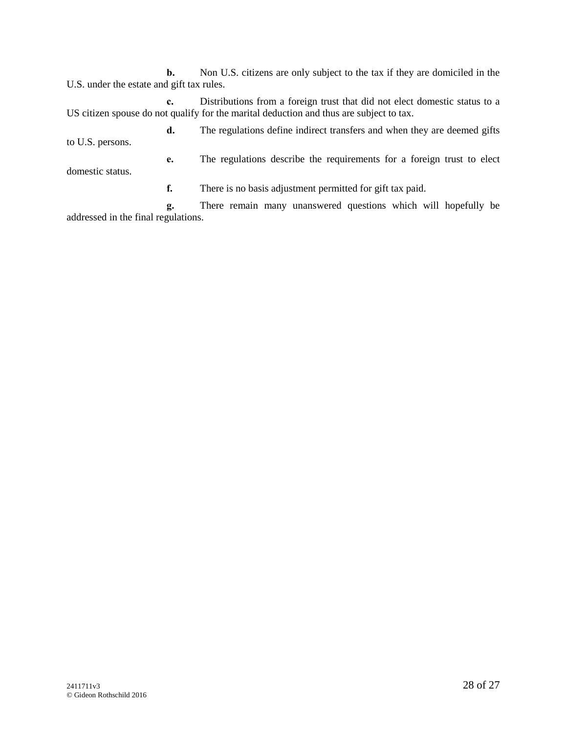**b.** Non U.S. citizens are only subject to the tax if they are domiciled in the U.S. under the estate and gift tax rules.

**c.** Distributions from a foreign trust that did not elect domestic status to a US citizen spouse do not qualify for the marital deduction and thus are subject to tax.

**d.** The regulations define indirect transfers and when they are deemed gifts to U.S. persons.

**e.** The regulations describe the requirements for a foreign trust to elect domestic status.

**f.** There is no basis adjustment permitted for gift tax paid.

**g.** There remain many unanswered questions which will hopefully be addressed in the final regulations.